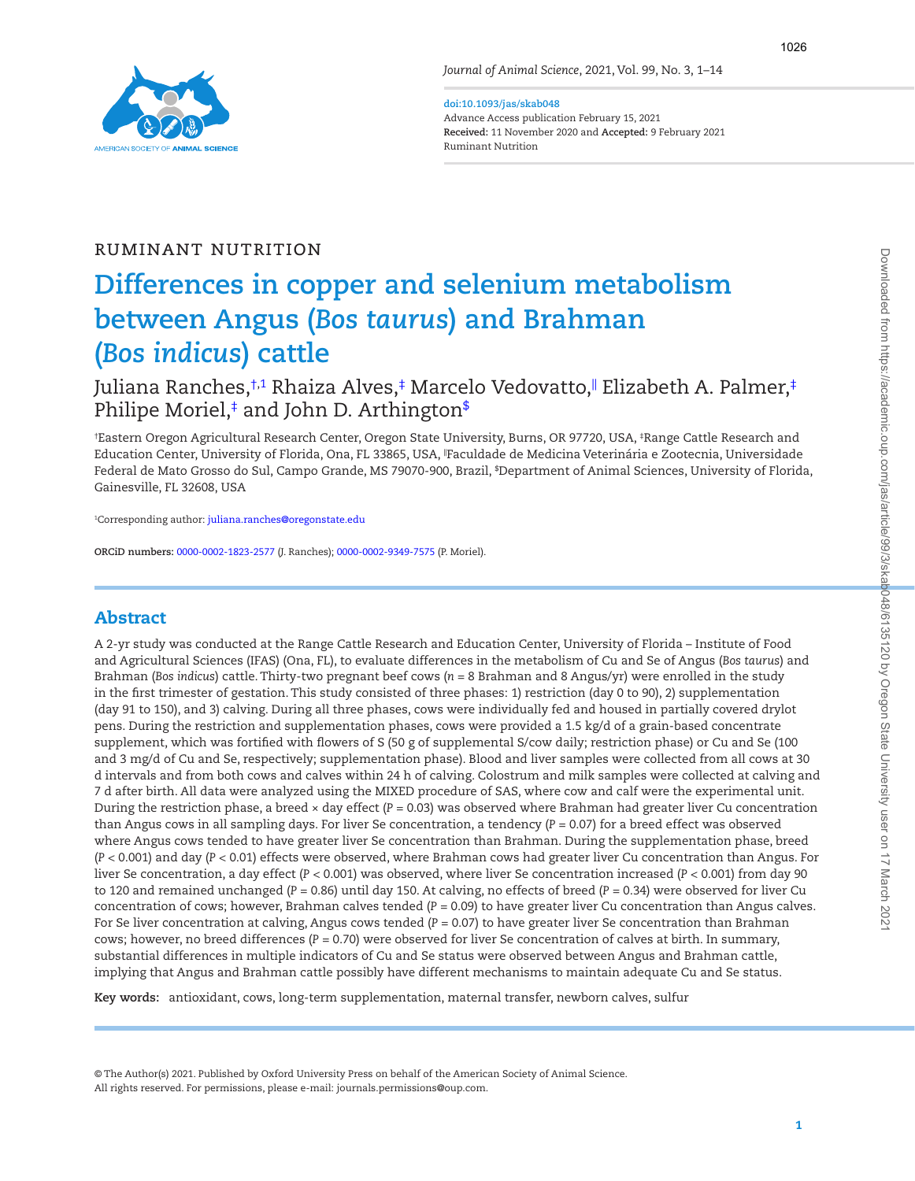RUMINANT NUTRITION

# Differences in copper and selenium metabolism between Angus (*Bos taurus*) and Brahman (*Bos indicus*) cattle

Juliana Ranches,[†,1] Rhaiza Alves,[‡] Marcelo Vedovatto,[‖] Elizabeth A. Palmer,[‡] Philipe Moriel,[‡] and John D. Arthington[$]

[†]Eastern Oregon Agricultural Research Center, Oregon State University, Burns, OR 97720, USA, [‡]Range Cattle Research and Education Center, University of Florida, Ona, FL 33865, USA, [‖]Faculdade de Medicina Veterinária e Zootecnia, Universidade Federal de Mato Grosso do Sul, Campo Grande, MS 79070-900, Brazil, [$]Department of Animal Sciences, University of Florida, Gainesville, FL 32608, USA

[1]Corresponding author: juliana.ranches@oregonstate.edu

**ORCiD numbers:** 0000-0002-1823-2577 (J. Ranches); 0000-0002-9349-7575 (P. Moriel).

## Abstract

A 2-yr study was conducted at the Range Cattle Research and Education Center, University of Florida – Institute of Food and Agricultural Sciences (IFAS) (Ona, FL), to evaluate differences in the metabolism of Cu and Se of Angus (*Bos taurus*) and Brahman (*Bos indicus*) cattle. Thirty-two pregnant beef cows ($n$ = 8 Brahman and 8 Angus/yr) were enrolled in the study in the first trimester of gestation. This study consisted of three phases: 1) restriction (day 0 to 90), 2) supplementation (day 91 to 150), and 3) calving. During all three phases, cows were individually fed and housed in partially covered drylot pens. During the restriction and supplementation phases, cows were provided a 1.5 kg/d of a grain-based concentrate supplement, which was fortified with flowers of S (50 g of supplemental S/cow daily; restriction phase) or Cu and Se (100 and 3 mg/d of Cu and Se, respectively; supplementation phase). Blood and liver samples were collected from all cows at 30 d intervals and from both cows and calves within 24 h of calving. Colostrum and milk samples were collected at calving and 7 d after birth. All data were analyzed using the MIXED procedure of SAS, where cow and calf were the experimental unit. During the restriction phase, a breed × day effect ($P$ = 0.03) was observed where Brahman had greater liver Cu concentration than Angus cows in all sampling days. For liver Se concentration, a tendency ($P$ = 0.07) for a breed effect was observed where Angus cows tended to have greater liver Se concentration than Brahman. During the supplementation phase, breed ($P$ < 0.001) and day ($P$ < 0.01) effects were observed, where Brahman cows had greater liver Cu concentration than Angus. For liver Se concentration, a day effect ($P$ < 0.001) was observed, where liver Se concentration increased ($P$ < 0.001) from day 90 to 120 and remained unchanged ($P$ = 0.86) until day 150. At calving, no effects of breed ($P$ = 0.34) were observed for liver Cu concentration of cows; however, Brahman calves tended ($P$ = 0.09) to have greater liver Cu concentration than Angus calves. For Se liver concentration at calving, Angus cows tended ($P$ = 0.07) to have greater liver Se concentration than Brahman cows; however, no breed differences ($P$ = 0.70) were observed for liver Se concentration of calves at birth. In summary, substantial differences in multiple indicators of Cu and Se status were observed between Angus and Brahman cattle, implying that Angus and Brahman cattle possibly have different mechanisms to maintain adequate Cu and Se status.

**Key words:** antioxidant, cows, long-term supplementation, maternal transfer, newborn calves, sulfur

© The Author(s) 2021. Published by Oxford University Press on behalf of the American Society of Animal Science.
All rights reserved. For permissions, please e-mail: journals.permissions@oup.com.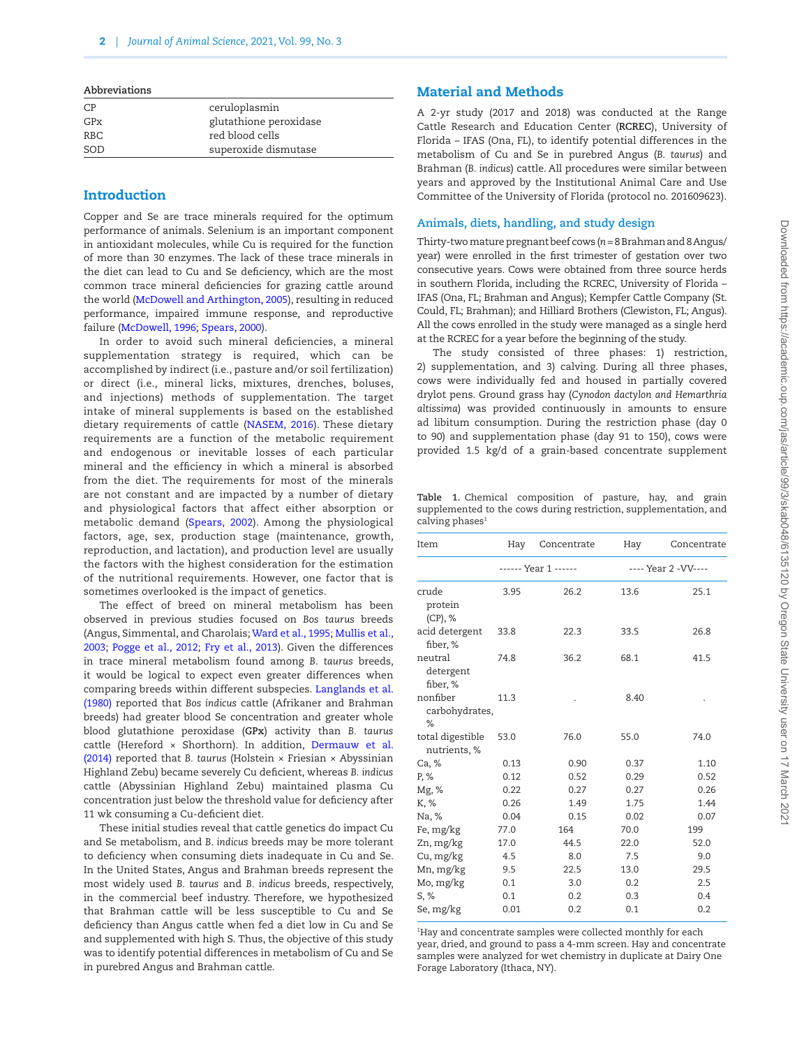**Abbreviations**

| | |
|---|---|
| CP | ceruloplasmin |
| GPx | glutathione peroxidase |
| RBC | red blood cells |
| SOD | superoxide dismutase |

## Introduction

Copper and Se are trace minerals required for the optimum performance of animals. Selenium is an important component in antioxidant molecules, while Cu is required for the function of more than 30 enzymes. The lack of these trace minerals in the diet can lead to Cu and Se deficiency, which are the most common trace mineral deficiencies for grazing cattle around the world (McDowell and Arthington, 2005), resulting in reduced performance, impaired immune response, and reproductive failure (McDowell, 1996; Spears, 2000).

In order to avoid such mineral deficiencies, a mineral supplementation strategy is required, which can be accomplished by indirect (i.e., pasture and/or soil fertilization) or direct (i.e., mineral licks, mixtures, drenches, boluses, and injections) methods of supplementation. The target intake of mineral supplements is based on the established dietary requirements of cattle (NASEM, 2016). These dietary requirements are a function of the metabolic requirement and endogenous or inevitable losses of each particular mineral and the efficiency in which a mineral is absorbed from the diet. The requirements for most of the minerals are not constant and are impacted by a number of dietary and physiological factors that affect either absorption or metabolic demand (Spears, 2002). Among the physiological factors, age, sex, production stage (maintenance, growth, reproduction, and lactation), and production level are usually the factors with the highest consideration for the estimation of the nutritional requirements. However, one factor that is sometimes overlooked is the impact of genetics.

The effect of breed on mineral metabolism has been observed in previous studies focused on *Bos taurus* breeds (Angus, Simmental, and Charolais; Ward et al., 1995; Mullis et al., 2003; Pogge et al., 2012; Fry et al., 2013). Given the differences in trace mineral metabolism found among *B. taurus* breeds, it would be logical to expect even greater differences when comparing breeds within different subspecies. Langlands et al. (1980) reported that *Bos indicus* cattle (Afrikaner and Brahman breeds) had greater blood Se concentration and greater whole blood glutathione peroxidase (**GPx**) activity than *B. taurus* cattle (Hereford × Shorthorn). In addition, Dermauw et al. (2014) reported that *B. taurus* (Holstein × Friesian × Abyssinian Highland Zebu) became severely Cu deficient, whereas *B. indicus* cattle (Abyssinian Highland Zebu) maintained plasma Cu concentration just below the threshold value for deficiency after 11 wk consuming a Cu-deficient diet.

These initial studies reveal that cattle genetics do impact Cu and Se metabolism, and *B. indicus* breeds may be more tolerant to deficiency when consuming diets inadequate in Cu and Se. In the United States, Angus and Brahman breeds represent the most widely used *B. taurus* and *B. indicus* breeds, respectively, in the commercial beef industry. Therefore, we hypothesized that Brahman cattle will be less susceptible to Cu and Se deficiency than Angus cattle when fed a diet low in Cu and Se and supplemented with high S. Thus, the objective of this study was to identify potential differences in metabolism of Cu and Se in purebred Angus and Brahman cattle.

## Material and Methods

A 2-yr study (2017 and 2018) was conducted at the Range Cattle Research and Education Center (**RCREC**), University of Florida – IFAS (Ona, FL), to identify potential differences in the metabolism of Cu and Se in purebred Angus (*B. taurus*) and Brahman (*B. indicus*) cattle. All procedures were similar between years and approved by the Institutional Animal Care and Use Committee of the University of Florida (protocol no. 201609623).

### Animals, diets, handling, and study design

Thirty-two mature pregnant beef cows ($n = 8$ Brahman and 8 Angus/year) were enrolled in the first trimester of gestation over two consecutive years. Cows were obtained from three source herds in southern Florida, including the RCREC, University of Florida – IFAS (Ona, FL; Brahman and Angus); Kempfer Cattle Company (St. Could, FL; Brahman); and Hilliard Brothers (Clewiston, FL; Angus). All the cows enrolled in the study were managed as a single herd at the RCREC for a year before the beginning of the study.

The study consisted of three phases: 1) restriction, 2) supplementation, and 3) calving. During all three phases, cows were individually fed and housed in partially covered drylot pens. Ground grass hay (*Cynodon dactylon and Hemarthria altissima*) was provided continuously in amounts to ensure ad libitum consumption. During the restriction phase (day 0 to 90) and supplementation phase (day 91 to 150), cows were provided 1.5 kg/d of a grain-based concentrate supplement

**Table 1.** Chemical composition of pasture, hay, and grain supplemented to the cows during restriction, supplementation, and calving phases[1]

| Item | Hay | Concentrate | Hay | Concentrate |
|---|---|---|---|---|
| | ------ Year 1 ------ | | ---- Year 2 -VV---- | |
| crude protein (CP), % | 3.95 | 26.2 | 13.6 | 25.1 |
| acid detergent fiber, % | 33.8 | 22.3 | 33.5 | 26.8 |
| neutral detergent fiber, % | 74.8 | 36.2 | 68.1 | 41.5 |
| nonfiber carbohydrates, % | 11.3 | . | 8.40 | . |
| total digestible nutrients, % | 53.0 | 76.0 | 55.0 | 74.0 |
| Ca, % | 0.13 | 0.90 | 0.37 | 1.10 |
| P, % | 0.12 | 0.52 | 0.29 | 0.52 |
| Mg, % | 0.22 | 0.27 | 0.27 | 0.26 |
| K, % | 0.26 | 1.49 | 1.75 | 1.44 |
| Na, % | 0.04 | 0.15 | 0.02 | 0.07 |
| Fe, mg/kg | 77.0 | 164 | 70.0 | 199 |
| Zn, mg/kg | 17.0 | 44.5 | 22.0 | 52.0 |
| Cu, mg/kg | 4.5 | 8.0 | 7.5 | 9.0 |
| Mn, mg/kg | 9.5 | 22.5 | 13.0 | 29.5 |
| Mo, mg/kg | 0.1 | 3.0 | 0.2 | 2.5 |
| S, % | 0.1 | 0.2 | 0.3 | 0.4 |
| Se, mg/kg | 0.01 | 0.2 | 0.1 | 0.2 |

[1]Hay and concentrate samples were collected monthly for each year, dried, and ground to pass a 4-mm screen. Hay and concentrate samples were analyzed for wet chemistry in duplicate at Dairy One Forage Laboratory (Ithaca, NY).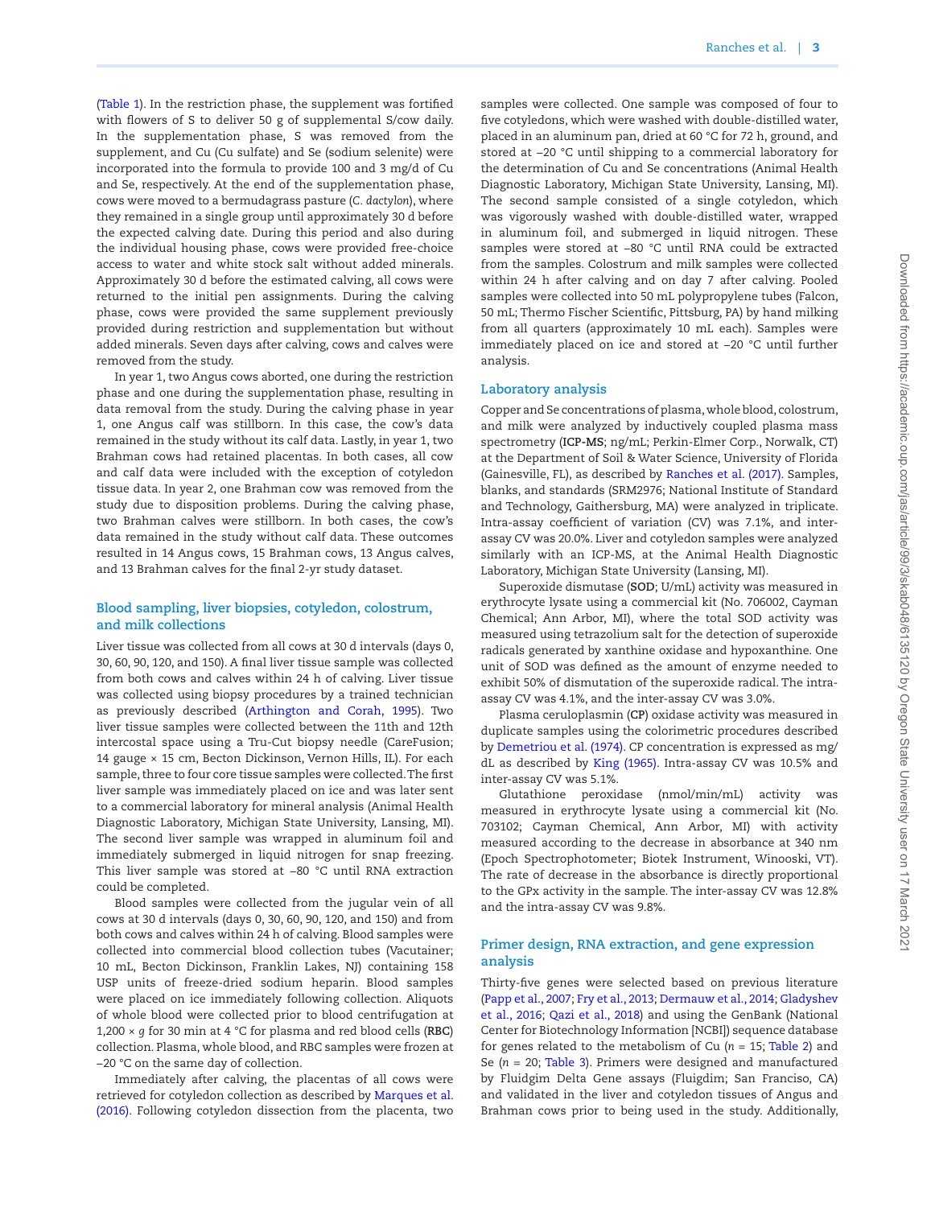(Table 1). In the restriction phase, the supplement was fortified with flowers of S to deliver 50 g of supplemental S/cow daily. In the supplementation phase, S was removed from the supplement, and Cu (Cu sulfate) and Se (sodium selenite) were incorporated into the formula to provide 100 and 3 mg/d of Cu and Se, respectively. At the end of the supplementation phase, cows were moved to a bermudagrass pasture (*C. dactylon*), where they remained in a single group until approximately 30 d before the expected calving date. During this period and also during the individual housing phase, cows were provided free-choice access to water and white stock salt without added minerals. Approximately 30 d before the estimated calving, all cows were returned to the initial pen assignments. During the calving phase, cows were provided the same supplement previously provided during restriction and supplementation but without added minerals. Seven days after calving, cows and calves were removed from the study.

In year 1, two Angus cows aborted, one during the restriction phase and one during the supplementation phase, resulting in data removal from the study. During the calving phase in year 1, one Angus calf was stillborn. In this case, the cow's data remained in the study without its calf data. Lastly, in year 1, two Brahman cows had retained placentas. In both cases, all cow and calf data were included with the exception of cotyledon tissue data. In year 2, one Brahman cow was removed from the study due to disposition problems. During the calving phase, two Brahman calves were stillborn. In both cases, the cow's data remained in the study without calf data. These outcomes resulted in 14 Angus cows, 15 Brahman cows, 13 Angus calves, and 13 Brahman calves for the final 2-yr study dataset.

## Blood sampling, liver biopsies, cotyledon, colostrum, and milk collections

Liver tissue was collected from all cows at 30 d intervals (days 0, 30, 60, 90, 120, and 150). A final liver tissue sample was collected from both cows and calves within 24 h of calving. Liver tissue was collected using biopsy procedures by a trained technician as previously described (Arthington and Corah, 1995). Two liver tissue samples were collected between the 11th and 12th intercostal space using a Tru-Cut biopsy needle (CareFusion; 14 gauge × 15 cm, Becton Dickinson, Vernon Hills, IL). For each sample, three to four core tissue samples were collected. The first liver sample was immediately placed on ice and was later sent to a commercial laboratory for mineral analysis (Animal Health Diagnostic Laboratory, Michigan State University, Lansing, MI). The second liver sample was wrapped in aluminum foil and immediately submerged in liquid nitrogen for snap freezing. This liver sample was stored at −80 °C until RNA extraction could be completed.

Blood samples were collected from the jugular vein of all cows at 30 d intervals (days 0, 30, 60, 90, 120, and 150) and from both cows and calves within 24 h of calving. Blood samples were collected into commercial blood collection tubes (Vacutainer; 10 mL, Becton Dickinson, Franklin Lakes, NJ) containing 158 USP units of freeze-dried sodium heparin. Blood samples were placed on ice immediately following collection. Aliquots of whole blood were collected prior to blood centrifugation at 1,200 × *g* for 30 min at 4 °C for plasma and red blood cells (**RBC**) collection. Plasma, whole blood, and RBC samples were frozen at −20 °C on the same day of collection.

Immediately after calving, the placentas of all cows were retrieved for cotyledon collection as described by Marques et al. (2016). Following cotyledon dissection from the placenta, two samples were collected. One sample was composed of four to five cotyledons, which were washed with double-distilled water, placed in an aluminum pan, dried at 60 °C for 72 h, ground, and stored at −20 °C until shipping to a commercial laboratory for the determination of Cu and Se concentrations (Animal Health Diagnostic Laboratory, Michigan State University, Lansing, MI). The second sample consisted of a single cotyledon, which was vigorously washed with double-distilled water, wrapped in aluminum foil, and submerged in liquid nitrogen. These samples were stored at −80 °C until RNA could be extracted from the samples. Colostrum and milk samples were collected within 24 h after calving and on day 7 after calving. Pooled samples were collected into 50 mL polypropylene tubes (Falcon, 50 mL; Thermo Fischer Scientific, Pittsburg, PA) by hand milking from all quarters (approximately 10 mL each). Samples were immediately placed on ice and stored at −20 °C until further analysis.

## Laboratory analysis

Copper and Se concentrations of plasma, whole blood, colostrum, and milk were analyzed by inductively coupled plasma mass spectrometry (**ICP-MS**; ng/mL; Perkin-Elmer Corp., Norwalk, CT) at the Department of Soil & Water Science, University of Florida (Gainesville, FL), as described by Ranches et al. (2017). Samples, blanks, and standards (SRM2976; National Institute of Standard and Technology, Gaithersburg, MA) were analyzed in triplicate. Intra-assay coefficient of variation (CV) was 7.1%, and inter-assay CV was 20.0%. Liver and cotyledon samples were analyzed similarly with an ICP-MS, at the Animal Health Diagnostic Laboratory, Michigan State University (Lansing, MI).

Superoxide dismutase (**SOD**; U/mL) activity was measured in erythrocyte lysate using a commercial kit (No. 706002, Cayman Chemical; Ann Arbor, MI), where the total SOD activity was measured using tetrazolium salt for the detection of superoxide radicals generated by xanthine oxidase and hypoxanthine. One unit of SOD was defined as the amount of enzyme needed to exhibit 50% of dismutation of the superoxide radical. The intra-assay CV was 4.1%, and the inter-assay CV was 3.0%.

Plasma ceruloplasmin (**CP**) oxidase activity was measured in duplicate samples using the colorimetric procedures described by Demetriou et al. (1974). CP concentration is expressed as mg/dL as described by King (1965). Intra-assay CV was 10.5% and inter-assay CV was 5.1%.

Glutathione peroxidase (nmol/min/mL) activity was measured in erythrocyte lysate using a commercial kit (No. 703102; Cayman Chemical, Ann Arbor, MI) with activity measured according to the decrease in absorbance at 340 nm (Epoch Spectrophotometer; Biotek Instrument, Winooski, VT). The rate of decrease in the absorbance is directly proportional to the GPx activity in the sample. The inter-assay CV was 12.8% and the intra-assay CV was 9.8%.

## Primer design, RNA extraction, and gene expression analysis

Thirty-five genes were selected based on previous literature (Papp et al., 2007; Fry et al., 2013; Dermauw et al., 2014; Gladyshev et al., 2016; Qazi et al., 2018) and using the GenBank (National Center for Biotechnology Information [NCBI]) sequence database for genes related to the metabolism of Cu (*n* = 15; Table 2) and Se (*n* = 20; Table 3). Primers were designed and manufactured by Fluidgim Delta Gene assays (Fluigdim; San Franciso, CA) and validated in the liver and cotyledon tissues of Angus and Brahman cows prior to being used in the study. Additionally,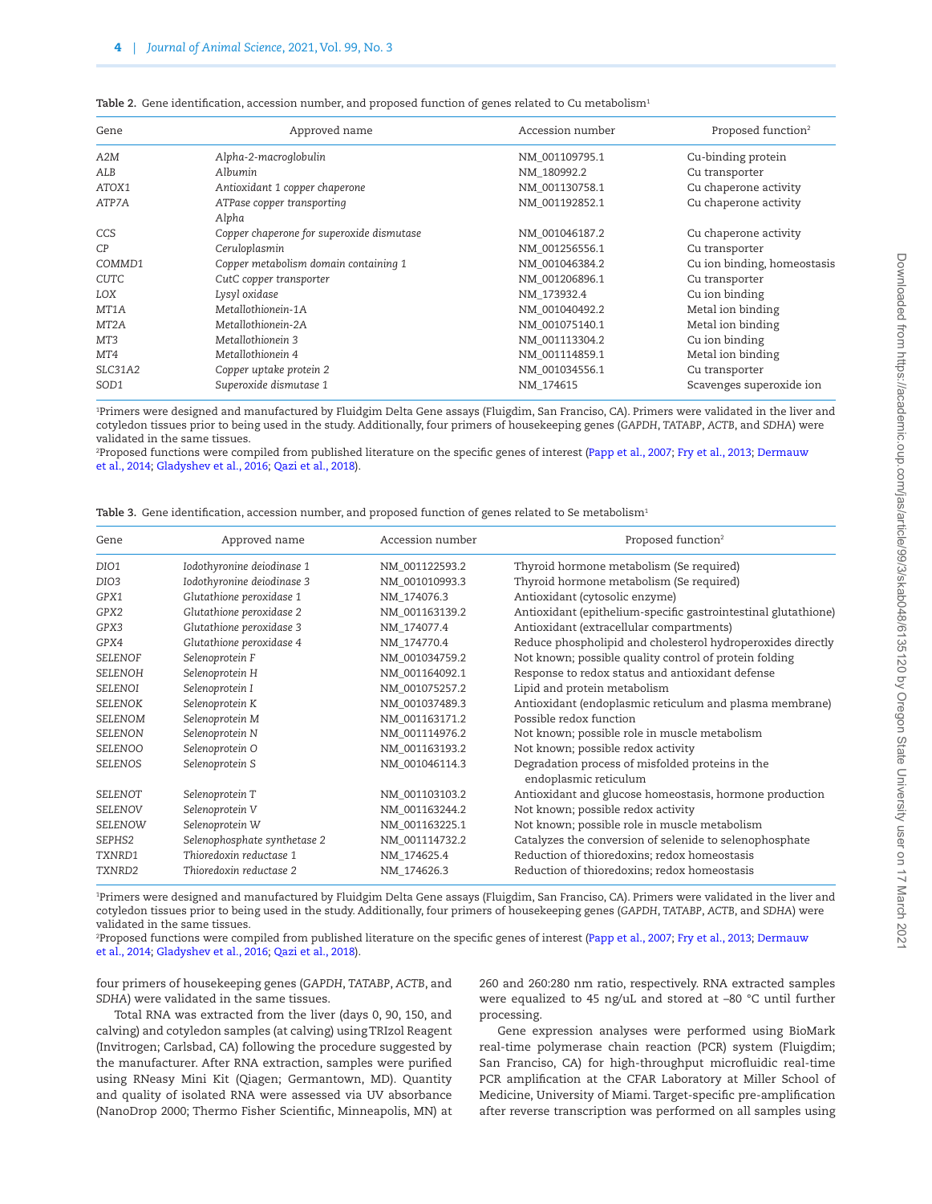**Table 2.** Gene identification, accession number, and proposed function of genes related to Cu metabolism[1]

| Gene | Approved name | Accession number | Proposed function[2] |
|---|---|---|---|
| *A2M* | *Alpha-2-macroglobulin* | NM_001109795.1 | Cu-binding protein |
| *ALB* | *Albumin* | NM_180992.2 | Cu transporter |
| *ATOX1* | *Antioxidant 1 copper chaperone* | NM_001130758.1 | Cu chaperone activity |
| *ATP7A* | *ATPase copper transporting Alpha* | NM_001192852.1 | Cu chaperone activity |
| *CCS* | *Copper chaperone for superoxide dismutase* | NM_001046187.2 | Cu chaperone activity |
| *CP* | *Ceruloplasmin* | NM_001256556.1 | Cu transporter |
| *COMMD1* | *Copper metabolism domain containing 1* | NM_001046384.2 | Cu ion binding, homeostasis |
| *CUTC* | *CutC copper transporter* | NM_001206896.1 | Cu transporter |
| *LOX* | *Lysyl oxidase* | NM_173932.4 | Cu ion binding |
| *MT1A* | *Metallothionein-1A* | NM_001040492.2 | Metal ion binding |
| *MT2A* | *Metallothionein-2A* | NM_001075140.1 | Metal ion binding |
| *MT3* | *Metallothionein 3* | NM_001113304.2 | Cu ion binding |
| *MT4* | *Metallothionein 4* | NM_001114859.1 | Metal ion binding |
| *SLC31A2* | *Copper uptake protein 2* | NM_001034556.1 | Cu transporter |
| *SOD1* | *Superoxide dismutase 1* | NM_174615 | Scavenges superoxide ion |

[1]Primers were designed and manufactured by Fluidgim Delta Gene assays (Fluigdim, San Francisco, CA). Primers were validated in the liver and cotyledon tissues prior to being used in the study. Additionally, four primers of housekeeping genes (*GAPDH*, *TATABP*, *ACTB*, and *SDHA*) were validated in the same tissues.
[2]Proposed functions were compiled from published literature on the specific genes of interest (Papp et al., 2007; Fry et al., 2013; Dermauw et al., 2014; Gladyshev et al., 2016; Qazi et al., 2018).

**Table 3.** Gene identification, accession number, and proposed function of genes related to Se metabolism[1]

| Gene | Approved name | Accession number | Proposed function[2] |
|---|---|---|---|
| *DIO1* | *Iodothyronine deiodinase 1* | NM_001122593.2 | Thyroid hormone metabolism (Se required) |
| *DIO3* | *Iodothyronine deiodinase 3* | NM_001010993.3 | Thyroid hormone metabolism (Se required) |
| *GPX1* | *Glutathione peroxidase 1* | NM_174076.3 | Antioxidant (cytosolic enzyme) |
| *GPX2* | *Glutathione peroxidase 2* | NM_001163139.2 | Antioxidant (epithelium-specific gastrointestinal glutathione) |
| *GPX3* | *Glutathione peroxidase 3* | NM_174077.4 | Antioxidant (extracellular compartments) |
| *GPX4* | *Glutathione peroxidase 4* | NM_174770.4 | Reduce phospholipid and cholesterol hydroperoxides directly |
| *SELENOF* | *Selenoprotein F* | NM_001034759.2 | Not known; possible quality control of protein folding |
| *SELENOH* | *Selenoprotein H* | NM_001164092.1 | Response to redox status and antioxidant defense |
| *SELENOI* | *Selenoprotein I* | NM_001075257.2 | Lipid and protein metabolism |
| *SELENOK* | *Selenoprotein K* | NM_001037489.3 | Antioxidant (endoplasmic reticulum and plasma membrane) |
| *SELENOM* | *Selenoprotein M* | NM_001163171.2 | Possible redox function |
| *SELENON* | *Selenoprotein N* | NM_001114976.2 | Not known; possible role in muscle metabolism |
| *SELENOO* | *Selenoprotein O* | NM_001163193.2 | Not known; possible redox activity |
| *SELENOS* | *Selenoprotein S* | NM_001046114.3 | Degradation process of misfolded proteins in the endoplasmic reticulum |
| *SELENOT* | *Selenoprotein T* | NM_001103103.2 | Antioxidant and glucose homeostasis, hormone production |
| *SELENOV* | *Selenoprotein V* | NM_001163244.2 | Not known; possible redox activity |
| *SELENOW* | *Selenoprotein W* | NM_001163225.1 | Not known; possible role in muscle metabolism |
| *SEPHS2* | *Selenophosphate synthetase 2* | NM_001114732.2 | Catalyzes the conversion of selenide to selenophosphate |
| *TXNRD1* | *Thioredoxin reductase 1* | NM_174625.4 | Reduction of thioredoxins; redox homeostasis |
| *TXNRD2* | *Thioredoxin reductase 2* | NM_174626.3 | Reduction of thioredoxins; redox homeostasis |

[1]Primers were designed and manufactured by Fluidgim Delta Gene assays (Fluigdim, San Francisco, CA). Primers were validated in the liver and cotyledon tissues prior to being used in the study. Additionally, four primers of housekeeping genes (*GAPDH*, *TATABP*, *ACTB*, and *SDHA*) were validated in the same tissues.
[2]Proposed functions were compiled from published literature on the specific genes of interest (Papp et al., 2007; Fry et al., 2013; Dermauw et al., 2014; Gladyshev et al., 2016; Qazi et al., 2018).

four primers of housekeeping genes (*GAPDH*, *TATABP*, *ACTB*, and *SDHA*) were validated in the same tissues.

Total RNA was extracted from the liver (days 0, 90, 150, and calving) and cotyledon samples (at calving) using TRIzol Reagent (Invitrogen; Carlsbad, CA) following the procedure suggested by the manufacturer. After RNA extraction, samples were purified using RNeasy Mini Kit (Qiagen; Germantown, MD). Quantity and quality of isolated RNA were assessed via UV absorbance (NanoDrop 2000; Thermo Fisher Scientific, Minneapolis, MN) at 260 and 260:280 nm ratio, respectively. RNA extracted samples were equalized to 45 ng/uL and stored at –80 °C until further processing.

Gene expression analyses were performed using BioMark real-time polymerase chain reaction (PCR) system (Fluigdim; San Franciso, CA) for high-throughput microfluidic real-time PCR amplification at the CFAR Laboratory at Miller School of Medicine, University of Miami. Target-specific pre-amplification after reverse transcription was performed on all samples using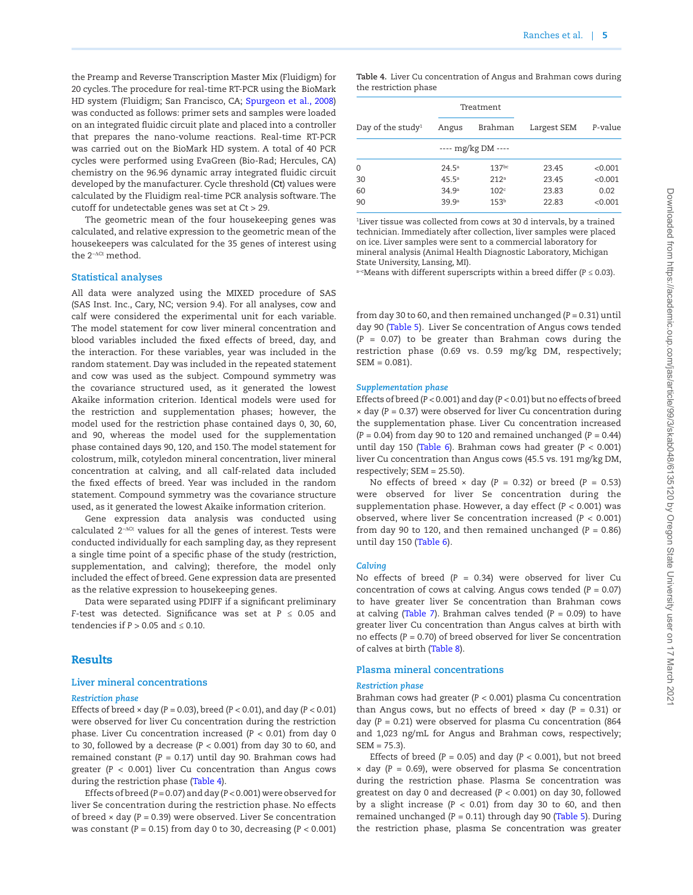the Preamp and Reverse Transcription Master Mix (Fluidigm) for 20 cycles. The procedure for real-time RT-PCR using the BioMark HD system (Fluidigm; San Francisco, CA; Spurgeon et al., 2008) was conducted as follows: primer sets and samples were loaded on an integrated fluidic circuit plate and placed into a controller that prepares the nano-volume reactions. Real-time RT-PCR was carried out on the BioMark HD system. A total of 40 PCR cycles were performed using EvaGreen (Bio-Rad; Hercules, CA) chemistry on the 96.96 dynamic array integrated fluidic circuit developed by the manufacturer. Cycle threshold (**Ct**) values were calculated by the Fluidigm real-time PCR analysis software. The cutoff for undetectable genes was set at Ct > 29.

The geometric mean of the four housekeeping genes was calculated, and relative expression to the geometric mean of the housekeepers was calculated for the 35 genes of interest using the $2^{-\Delta Ct}$ method.

### Statistical analyses

All data were analyzed using the MIXED procedure of SAS (SAS Inst. Inc., Cary, NC; version 9.4). For all analyses, cow and calf were considered the experimental unit for each variable. The model statement for cow liver mineral concentration and blood variables included the fixed effects of breed, day, and the interaction. For these variables, year was included in the random statement. Day was included in the repeated statement and cow was used as the subject. Compound symmetry was the covariance structured used, as it generated the lowest Akaike information criterion. Identical models were used for the restriction and supplementation phases; however, the model used for the restriction phase contained days 0, 30, 60, and 90, whereas the model used for the supplementation phase contained days 90, 120, and 150. The model statement for colostrum, milk, cotyledon mineral concentration, liver mineral concentration at calving, and all calf-related data included the fixed effects of breed. Year was included in the random statement. Compound symmetry was the covariance structure used, as it generated the lowest Akaike information criterion.

Gene expression data analysis was conducted using calculated $2^{-\Delta Ct}$ values for all the genes of interest. Tests were conducted individually for each sampling day, as they represent a single time point of a specific phase of the study (restriction, supplementation, and calving); therefore, the model only included the effect of breed. Gene expression data are presented as the relative expression to housekeeping genes.

Data were separated using PDIFF if a significant preliminary $F$-test was detected. Significance was set at $P \leq 0.05$ and tendencies if $P > 0.05$ and $\leq 0.10$.

## Results

### Liver mineral concentrations

#### *Restriction phase*

Effects of breed × day ($P = 0.03$), breed ($P < 0.01$), and day ($P < 0.01$) were observed for liver Cu concentration during the restriction phase. Liver Cu concentration increased ($P < 0.01$) from day 0 to 30, followed by a decrease ($P < 0.001$) from day 30 to 60, and remained constant ($P = 0.17$) until day 90. Brahman cows had greater ($P < 0.001$) liver Cu concentration than Angus cows during the restriction phase (Table 4).

Effects of breed ($P = 0.07$) and day ($P < 0.001$) were observed for liver Se concentration during the restriction phase. No effects of breed × day ($P = 0.39$) were observed. Liver Se concentration was constant ($P = 0.15$) from day 0 to 30, decreasing ($P < 0.001$) from day 30 to 60, and then remained unchanged ($P = 0.31$) until day 90 (Table 5). Liver Se concentration of Angus cows tended ($P = 0.07$) to be greater than Brahman cows during the restriction phase (0.69 vs. 0.59 mg/kg DM, respectively; SEM = 0.081).

**Table 4.** Liver Cu concentration of Angus and Brahman cows during the restriction phase

| | Treatment | | | |
|---|---|---|---|---|
| Day of the study[1] | Angus | Brahman | Largest SEM | P-value |
| | ---- mg/kg DM ---- | | | |
| 0 | 24.5[a] | 137[bc] | 23.45 | <0.001 |
| 30 | 45.5[a] | 212[a] | 23.45 | <0.001 |
| 60 | 34.9[a] | 102[c] | 23.83 | 0.02 |
| 90 | 39.9[a] | 153[b] | 22.83 | <0.001 |

[1]Liver tissue was collected from cows at 30 d intervals, by a trained technician. Immediately after collection, liver samples were placed on ice. Liver samples were sent to a commercial laboratory for mineral analysis (Animal Health Diagnostic Laboratory, Michigan State University, Lansing, MI).
[a–c]Means with different superscripts within a breed differ ($P \leq 0.03$).

#### *Supplementation phase*

Effects of breed ($P < 0.001$) and day ($P < 0.01$) but no effects of breed × day ($P = 0.37$) were observed for liver Cu concentration during the supplementation phase. Liver Cu concentration increased ($P = 0.04$) from day 90 to 120 and remained unchanged ($P = 0.44$) until day 150 (Table 6). Brahman cows had greater ($P < 0.001$) liver Cu concentration than Angus cows (45.5 vs. 191 mg/kg DM, respectively; SEM = 25.50).

No effects of breed × day ($P = 0.32$) or breed ($P = 0.53$) were observed for liver Se concentration during the supplementation phase. However, a day effect ($P < 0.001$) was observed, where liver Se concentration increased ($P < 0.001$) from day 90 to 120, and then remained unchanged ($P = 0.86$) until day 150 (Table 6).

#### *Calving*

No effects of breed ($P = 0.34$) were observed for liver Cu concentration of cows at calving. Angus cows tended ($P = 0.07$) to have greater liver Se concentration than Brahman cows at calving (Table 7). Brahman calves tended ($P = 0.09$) to have greater liver Cu concentration than Angus calves at birth with no effects ($P = 0.70$) of breed observed for liver Se concentration of calves at birth (Table 8).

### Plasma mineral concentrations

#### *Restriction phase*

Brahman cows had greater ($P < 0.001$) plasma Cu concentration than Angus cows, but no effects of breed × day ($P = 0.31$) or day ($P = 0.21$) were observed for plasma Cu concentration (864 and 1,023 ng/mL for Angus and Brahman cows, respectively; SEM = 75.3).

Effects of breed ($P = 0.05$) and day ($P < 0.001$), but not breed × day ($P = 0.69$), were observed for plasma Se concentration during the restriction phase. Plasma Se concentration was greatest on day 0 and decreased ($P < 0.001$) on day 30, followed by a slight increase ($P < 0.01$) from day 30 to 60, and then remained unchanged ($P = 0.11$) through day 90 (Table 5). During the restriction phase, plasma Se concentration was greater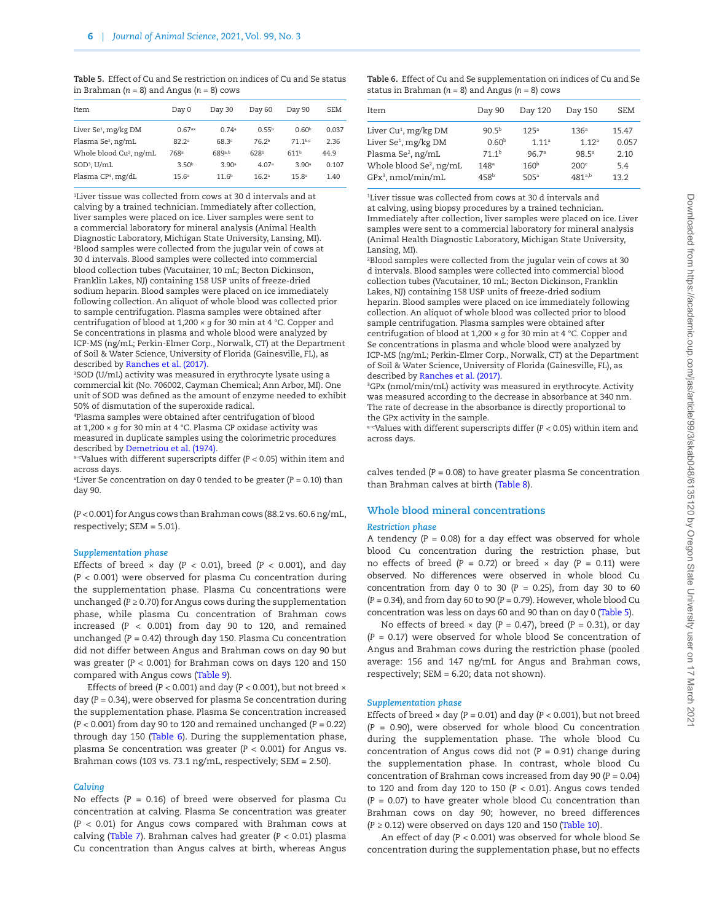**Table 5.** Effect of Cu and Se restriction on indices of Cu and Se status in Brahman (*n* = 8) and Angus (*n* = 8) cows

| Item | Day 0 | Day 30 | Day 60 | Day 90 | SEM |
|---|---|---|---|---|---|
| Liver Se[1], mg/kg DM | 0.67[ax] | 0.74[a] | 0.55[b] | 0.60[b] | 0.037 |
| Plasma Se[2], ng/mL | 82.2[a] | 68.3[c] | 76.2[b] | 71.1[b,c] | 2.36 |
| Whole blood Cu[2], ng/mL | 768[a] | 689[a,b] | 628[b] | 611[b] | 44.9 |
| SOD[3], U/mL | 3.50[b] | 3.90[a] | 4.07[a] | 3.90[a] | 0.107 |
| Plasma CP[4], mg/dL | 15.6[a] | 11.6[b] | 16.2[a] | 15.8[a] | 1.40 |

[1]Liver tissue was collected from cows at 30 d intervals and at calving by a trained technician. Immediately after collection, liver samples were placed on ice. Liver samples were sent to a commercial laboratory for mineral analysis (Animal Health Diagnostic Laboratory, Michigan State University, Lansing, MI).
[2]Blood samples were collected from the jugular vein of cows at 30 d intervals. Blood samples were collected into commercial blood collection tubes (Vacutainer, 10 mL; Becton Dickinson, Franklin Lakes, NJ) containing 158 USP units of freeze-dried sodium heparin. Blood samples were placed on ice immediately following collection. An aliquot of whole blood was collected prior to sample centrifugation. Plasma samples were obtained after centrifugation of blood at 1,200 × *g* for 30 min at 4 °C. Copper and Se concentrations in plasma and whole blood were analyzed by ICP-MS (ng/mL; Perkin-Elmer Corp., Norwalk, CT) at the Department of Soil & Water Science, University of Florida (Gainesville, FL), as described by Ranches et al. (2017).
[3]SOD (U/mL) activity was measured in erythrocyte lysate using a commercial kit (No. 706002, Cayman Chemical; Ann Arbor, MI). One unit of SOD was defined as the amount of enzyme needed to exhibit 50% of dismutation of the superoxide radical.
[4]Plasma samples were obtained after centrifugation of blood at 1,200 × *g* for 30 min at 4 °C. Plasma CP oxidase activity was measured in duplicate samples using the colorimetric procedures described by Demetriou et al. (1974).
[a–c]Values with different superscripts differ ($P < 0.05$) within item and across days.
[x]Liver Se concentration on day 0 tended to be greater ($P = 0.10$) than day 90.

($P < 0.001$) for Angus cows than Brahman cows (88.2 vs. 60.6 ng/mL, respectively; SEM = 5.01).

#### *Supplementation phase*

Effects of breed × day ($P < 0.01$), breed ($P < 0.001$), and day ($P < 0.001$) were observed for plasma Cu concentration during the supplementation phase. Plasma Cu concentrations were unchanged ($P \geq 0.70$) for Angus cows during the supplementation phase, while plasma Cu concentration of Brahman cows increased ($P < 0.001$) from day 90 to 120, and remained unchanged ($P = 0.42$) through day 150. Plasma Cu concentration did not differ between Angus and Brahman cows on day 90 but was greater ($P < 0.001$) for Brahman cows on days 120 and 150 compared with Angus cows (Table 9).

Effects of breed ($P < 0.001$) and day ($P < 0.001$), but not breed × day ($P = 0.34$), were observed for plasma Se concentration during the supplementation phase. Plasma Se concentration increased ($P < 0.001$) from day 90 to 120 and remained unchanged ($P = 0.22$) through day 150 (Table 6). During the supplementation phase, plasma Se concentration was greater ($P < 0.001$) for Angus vs. Brahman cows (103 vs. 73.1 ng/mL, respectively; SEM = 2.50).

#### *Calving*

No effects ($P = 0.16$) of breed were observed for plasma Cu concentration at calving. Plasma Se concentration was greater ($P < 0.01$) for Angus cows compared with Brahman cows at calving (Table 7). Brahman calves had greater ($P < 0.01$) plasma Cu concentration than Angus calves at birth, whereas Angus calves tended ($P = 0.08$) to have greater plasma Se concentration than Brahman calves at birth (Table 8).

**Table 6.** Effect of Cu and Se supplementation on indices of Cu and Se status in Brahman (*n* = 8) and Angus (*n* = 8) cows

| Item | Day 90 | Day 120 | Day 150 | SEM |
|---|---|---|---|---|
| Liver Cu[1], mg/kg DM | 90.5[b] | 125[a] | 136[a] | 15.47 |
| Liver Se[1], mg/kg DM | 0.60[b] | 1.11[a] | 1.12[a] | 0.057 |
| Plasma Se[2], ng/mL | 71.1[b] | 96.7[a] | 98.5[a] | 2.10 |
| Whole blood Se[2], ng/mL | 148[a] | 160[b] | 200[c] | 5.4 |
| GPx[3], nmol/min/mL | 458[b] | 505[a] | 481[a,b] | 13.2 |

[1]Liver tissue was collected from cows at 30 d intervals and at calving, using biopsy procedures by a trained technician. Immediately after collection, liver samples were placed on ice. Liver samples were sent to a commercial laboratory for mineral analysis (Animal Health Diagnostic Laboratory, Michigan State University, Lansing, MI).
[2]Blood samples were collected from the jugular vein of cows at 30 d intervals. Blood samples were collected into commercial blood collection tubes (Vacutainer, 10 mL; Becton Dickinson, Franklin Lakes, NJ) containing 158 USP units of freeze-dried sodium heparin. Blood samples were placed on ice immediately following collection. An aliquot of whole blood was collected prior to blood sample centrifugation. Plasma samples were obtained after centrifugation of blood at 1,200 × *g* for 30 min at 4 °C. Copper and Se concentrations in plasma and whole blood were analyzed by ICP-MS (ng/mL; Perkin-Elmer Corp., Norwalk, CT) at the Department of Soil & Water Science, University of Florida (Gainesville, FL), as described by Ranches et al. (2017).
[3]GPx (nmol/min/mL) activity was measured in erythrocyte. Activity was measured according to the decrease in absorbance at 340 nm. The rate of decrease in the absorbance is directly proportional to the GPx activity in the sample.
[a–c]Values with different superscripts differ ($P < 0.05$) within item and across days.

### Whole blood mineral concentrations

#### *Restriction phase*

A tendency ($P = 0.08$) for a day effect was observed for whole blood Cu concentration during the restriction phase, but no effects of breed ($P = 0.72$) or breed × day ($P = 0.11$) were observed. No differences were observed in whole blood Cu concentration from day 0 to 30 ($P = 0.25$), from day 30 to 60 ($P = 0.34$), and from day 60 to 90 ($P = 0.79$). However, whole blood Cu concentration was less on days 60 and 90 than on day 0 (Table 5).

No effects of breed × day ($P = 0.47$), breed ($P = 0.31$), or day ($P = 0.17$) were observed for whole blood Se concentration of Angus and Brahman cows during the restriction phase (pooled average: 156 and 147 ng/mL for Angus and Brahman cows, respectively; SEM = 6.20; data not shown).

#### *Supplementation phase*

Effects of breed × day ($P = 0.01$) and day ($P < 0.001$), but not breed ($P = 0.90$), were observed for whole blood Cu concentration during the supplementation phase. The whole blood Cu concentration of Angus cows did not ($P = 0.91$) change during the supplementation phase. In contrast, whole blood Cu concentration of Brahman cows increased from day 90 ($P = 0.04$) to 120 and from day 120 to 150 ($P < 0.01$). Angus cows tended ($P = 0.07$) to have greater whole blood Cu concentration than Brahman cows on day 90; however, no breed differences ($P \geq 0.12$) were observed on days 120 and 150 (Table 10).

An effect of day ($P < 0.001$) was observed for whole blood Se concentration during the supplementation phase, but no effects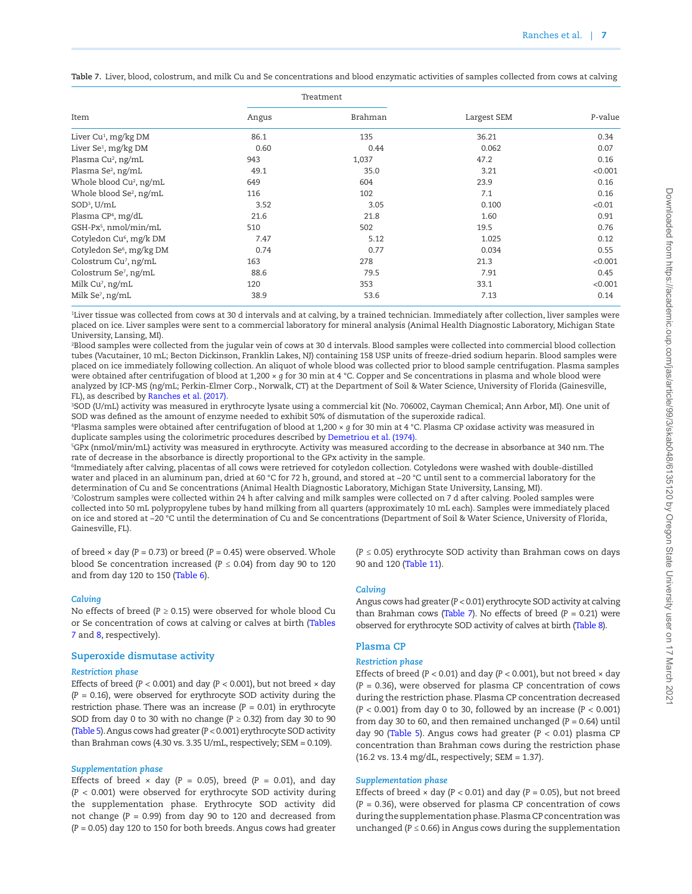**Table 7.** Liver, blood, colostrum, and milk Cu and Se concentrations and blood enzymatic activities of samples collected from cows at calving

| Item | Treatment | | Largest SEM | P-value |
|---|---|---|---|---|
| | Angus | Brahman | | |
| Liver Cu[1], mg/kg DM | 86.1 | 135 | 36.21 | 0.34 |
| Liver Se[1], mg/kg DM | 0.60 | 0.44 | 0.062 | 0.07 |
| Plasma Cu[2], ng/mL | 943 | 1,037 | 47.2 | 0.16 |
| Plasma Se[2], ng/mL | 49.1 | 35.0 | 3.21 | <0.001 |
| Whole blood Cu[2], ng/mL | 649 | 604 | 23.9 | 0.16 |
| Whole blood Se[2], ng/mL | 116 | 102 | 7.1 | 0.16 |
| SOD[3], U/mL | 3.52 | 3.05 | 0.100 | <0.01 |
| Plasma CP[4], mg/dL | 21.6 | 21.8 | 1.60 | 0.91 |
| GSH-Px[5], nmol/min/mL | 510 | 502 | 19.5 | 0.76 |
| Cotyledon Cu[6], mg/k DM | 7.47 | 5.12 | 1.025 | 0.12 |
| Cotyledon Se[6], mg/kg DM | 0.74 | 0.77 | 0.034 | 0.55 |
| Colostrum Cu[7], ng/mL | 163 | 278 | 21.3 | <0.001 |
| Colostrum Se[7], ng/mL | 88.6 | 79.5 | 7.91 | 0.45 |
| Milk Cu[7], ng/mL | 120 | 353 | 33.1 | <0.001 |
| Milk Se[7], ng/mL | 38.9 | 53.6 | 7.13 | 0.14 |

[1]Liver tissue was collected from cows at 30 d intervals and at calving, by a trained technician. Immediately after collection, liver samples were placed on ice. Liver samples were sent to a commercial laboratory for mineral analysis (Animal Health Diagnostic Laboratory, Michigan State University, Lansing, MI).

[2]Blood samples were collected from the jugular vein of cows at 30 d intervals. Blood samples were collected into commercial blood collection tubes (Vacutainer, 10 mL; Becton Dickinson, Franklin Lakes, NJ) containing 158 USP units of freeze-dried sodium heparin. Blood samples were placed on ice immediately following collection. An aliquot of whole blood was collected prior to blood sample centrifugation. Plasma samples were obtained after centrifugation of blood at 1,200 × g for 30 min at 4 °C. Copper and Se concentrations in plasma and whole blood were analyzed by ICP-MS (ng/mL; Perkin-Elmer Corp., Norwalk, CT) at the Department of Soil & Water Science, University of Florida (Gainesville, FL), as described by Ranches et al. (2017).

[3]SOD (U/mL) activity was measured in erythrocyte lysate using a commercial kit (No. 706002, Cayman Chemical; Ann Arbor, MI). One unit of SOD was defined as the amount of enzyme needed to exhibit 50% of dismutation of the superoxide radical.

[4]Plasma samples were obtained after centrifugation of blood at 1,200 × g for 30 min at 4 °C. Plasma CP oxidase activity was measured in duplicate samples using the colorimetric procedures described by Demetriou et al. (1974).

[5]GPx (nmol/min/mL) activity was measured in erythrocyte. Activity was measured according to the decrease in absorbance at 340 nm. The rate of decrease in the absorbance is directly proportional to the GPx activity in the sample.

[6]Immediately after calving, placentas of all cows were retrieved for cotyledon collection. Cotyledons were washed with double-distilled water and placed in an aluminum pan, dried at 60 °C for 72 h, ground, and stored at −20 °C until sent to a commercial laboratory for the determination of Cu and Se concentrations (Animal Health Diagnostic Laboratory, Michigan State University, Lansing, MI).

[7]Colostrum samples were collected within 24 h after calving and milk samples were collected on 7 d after calving. Pooled samples were collected into 50 mL polypropylene tubes by hand milking from all quarters (approximately 10 mL each). Samples were immediately placed on ice and stored at −20 °C until the determination of Cu and Se concentrations (Department of Soil & Water Science, University of Florida, Gainesville, FL).

of breed × day ($P = 0.73$) or breed ($P = 0.45$) were observed. Whole blood Se concentration increased ($P \leq 0.04$) from day 90 to 120 and from day 120 to 150 (Table 6).

#### *Calving*

No effects of breed ($P \geq 0.15$) were observed for whole blood Cu or Se concentration of cows at calving or calves at birth (Tables 7 and 8, respectively).

### Superoxide dismutase activity

#### *Restriction phase*

Effects of breed ($P < 0.001$) and day ($P < 0.001$), but not breed × day ($P = 0.16$), were observed for erythrocyte SOD activity during the restriction phase. There was an increase ($P = 0.01$) in erythrocyte SOD from day 0 to 30 with no change ($P \geq 0.32$) from day 30 to 90 (Table 5). Angus cows had greater ($P < 0.001$) erythrocyte SOD activity than Brahman cows (4.30 vs. 3.35 U/mL, respectively; SEM = 0.109).

#### *Supplementation phase*

Effects of breed × day ($P = 0.05$), breed ($P = 0.01$), and day ($P < 0.001$) were observed for erythrocyte SOD activity during the supplementation phase. Erythrocyte SOD activity did not change ($P = 0.99$) from day 90 to 120 and decreased from ($P = 0.05$) day 120 to 150 for both breeds. Angus cows had greater ($P \leq 0.05$) erythrocyte SOD activity than Brahman cows on days 90 and 120 (Table 11).

#### *Calving*

Angus cows had greater ($P < 0.01$) erythrocyte SOD activity at calving than Brahman cows (Table 7). No effects of breed ($P = 0.21$) were observed for erythrocyte SOD activity of calves at birth (Table 8).

### Plasma CP

#### *Restriction phase*

Effects of breed ($P < 0.01$) and day ($P < 0.001$), but not breed × day ($P = 0.36$), were observed for plasma CP concentration of cows during the restriction phase. Plasma CP concentration decreased ($P < 0.001$) from day 0 to 30, followed by an increase ($P < 0.001$) from day 30 to 60, and then remained unchanged ($P = 0.64$) until day 90 (Table 5). Angus cows had greater ($P < 0.01$) plasma CP concentration than Brahman cows during the restriction phase (16.2 vs. 13.4 mg/dL, respectively; SEM = 1.37).

#### *Supplementation phase*

Effects of breed × day ($P < 0.01$) and day ($P = 0.05$), but not breed ($P = 0.36$), were observed for plasma CP concentration of cows during the supplementation phase. Plasma CP concentration was unchanged ($P \leq 0.66$) in Angus cows during the supplementation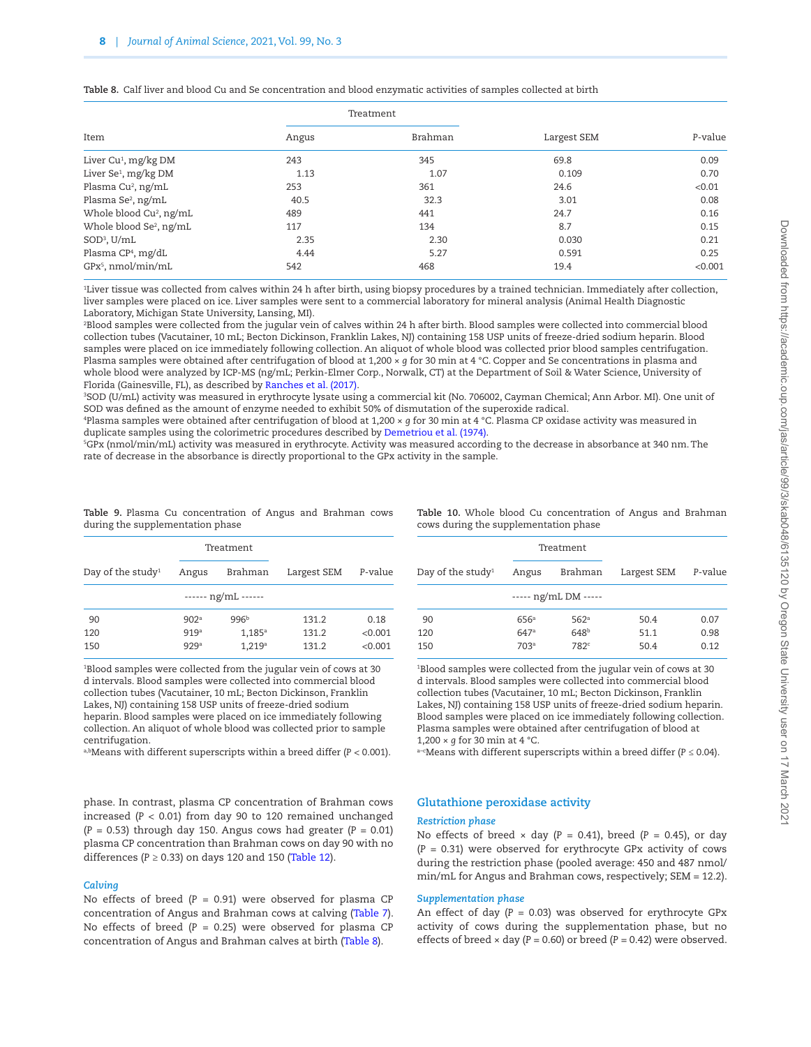**Table 8.** Calf liver and blood Cu and Se concentration and blood enzymatic activities of samples collected at birth

| Item | Treatment | | Largest SEM | P-value |
|---|---|---|---|---|
| | Angus | Brahman | | |
| Liver Cu[1], mg/kg DM | 243 | 345 | 69.8 | 0.09 |
| Liver Se[1], mg/kg DM | 1.13 | 1.07 | 0.109 | 0.70 |
| Plasma Cu[2], ng/mL | 253 | 361 | 24.6 | <0.01 |
| Plasma Se[2], ng/mL | 40.5 | 32.3 | 3.01 | 0.08 |
| Whole blood Cu[2], ng/mL | 489 | 441 | 24.7 | 0.16 |
| Whole blood Se[2], ng/mL | 117 | 134 | 8.7 | 0.15 |
| SOD[3], U/mL | 2.35 | 2.30 | 0.030 | 0.21 |
| Plasma CP[4], mg/dL | 4.44 | 5.27 | 0.591 | 0.25 |
| GPx[5], nmol/min/mL | 542 | 468 | 19.4 | <0.001 |

[1]Liver tissue was collected from calves within 24 h after birth, using biopsy procedures by a trained technician. Immediately after collection, liver samples were placed on ice. Liver samples were sent to a commercial laboratory for mineral analysis (Animal Health Diagnostic Laboratory, Michigan State University, Lansing, MI).
[2]Blood samples were collected from the jugular vein of calves within 24 h after birth. Blood samples were collected into commercial blood collection tubes (Vacutainer, 10 mL; Becton Dickinson, Franklin Lakes, NJ) containing 158 USP units of freeze-dried sodium heparin. Blood samples were placed on ice immediately following collection. An aliquot of whole blood was collected prior blood samples centrifugation. Plasma samples were obtained after centrifugation of blood at 1,200 × *g* for 30 min at 4 °C. Copper and Se concentrations in plasma and whole blood were analyzed by ICP-MS (ng/mL; Perkin-Elmer Corp., Norwalk, CT) at the Department of Soil & Water Science, University of Florida (Gainesville, FL), as described by Ranches et al. (2017).
[3]SOD (U/mL) activity was measured in erythrocyte lysate using a commercial kit (No. 706002, Cayman Chemical; Ann Arbor. MI). One unit of SOD was defined as the amount of enzyme needed to exhibit 50% of dismutation of the superoxide radical.
[4]Plasma samples were obtained after centrifugation of blood at 1,200 × *g* for 30 min at 4 °C. Plasma CP oxidase activity was measured in duplicate samples using the colorimetric procedures described by Demetriou et al. (1974).
[5]GPx (nmol/min/mL) activity was measured in erythrocyte. Activity was measured according to the decrease in absorbance at 340 nm. The rate of decrease in the absorbance is directly proportional to the GPx activity in the sample.

**Table 9.** Plasma Cu concentration of Angus and Brahman cows during the supplementation phase

| Day of the study[1] | Treatment | | Largest SEM | P-value |
|---|---|---|---|---|
| | Angus | Brahman | | |
| | ------ ng/mL ------ | | | |
| 90 | 902[a] | 996[b] | 131.2 | 0.18 |
| 120 | 919[a] | 1,185[a] | 131.2 | <0.001 |
| 150 | 929[a] | 1,219[a] | 131.2 | <0.001 |

[1]Blood samples were collected from the jugular vein of cows at 30 d intervals. Blood samples were collected into commercial blood collection tubes (Vacutainer, 10 mL; Becton Dickinson, Franklin Lakes, NJ) containing 158 USP units of freeze-dried sodium heparin. Blood samples were placed on ice immediately following collection. An aliquot of whole blood was collected prior to sample centrifugation.
[a,b]Means with different superscripts within a breed differ ($P < 0.001$).

**Table 10.** Whole blood Cu concentration of Angus and Brahman cows during the supplementation phase

| Day of the study[1] | Treatment | | Largest SEM | P-value |
|---|---|---|---|---|
| | Angus | Brahman | | |
| | ----- ng/mL DM ----- | | | |
| 90 | 656[a] | 562[a] | 50.4 | 0.07 |
| 120 | 647[a] | 648[b] | 51.1 | 0.98 |
| 150 | 703[a] | 782[c] | 50.4 | 0.12 |

[1]Blood samples were collected from the jugular vein of cows at 30 d intervals. Blood samples were collected into commercial blood collection tubes (Vacutainer, 10 mL; Becton Dickinson, Franklin Lakes, NJ) containing 158 USP units of freeze-dried sodium heparin. Blood samples were placed on ice immediately following collection. Plasma samples were obtained after centrifugation of blood at 1,200 × *g* for 30 min at 4 °C.
[a–c]Means with different superscripts within a breed differ ($P \leq 0.04$).

phase. In contrast, plasma CP concentration of Brahman cows increased ($P < 0.01$) from day 90 to 120 remained unchanged ($P = 0.53$) through day 150. Angus cows had greater ($P = 0.01$) plasma CP concentration than Brahman cows on day 90 with no differences ($P \geq 0.33$) on days 120 and 150 (Table 12).

### *Calving*

No effects of breed ($P = 0.91$) were observed for plasma CP concentration of Angus and Brahman cows at calving (Table 7). No effects of breed ($P = 0.25$) were observed for plasma CP concentration of Angus and Brahman calves at birth (Table 8).

## Glutathione peroxidase activity

### *Restriction phase*

No effects of breed × day ($P = 0.41$), breed ($P = 0.45$), or day ($P = 0.31$) were observed for erythrocyte GPx activity of cows during the restriction phase (pooled average: 450 and 487 nmol/min/mL for Angus and Brahman cows, respectively; SEM = 12.2).

### *Supplementation phase*

An effect of day ($P = 0.03$) was observed for erythrocyte GPx activity of cows during the supplementation phase, but no effects of breed × day ($P = 0.60$) or breed ($P = 0.42$) were observed.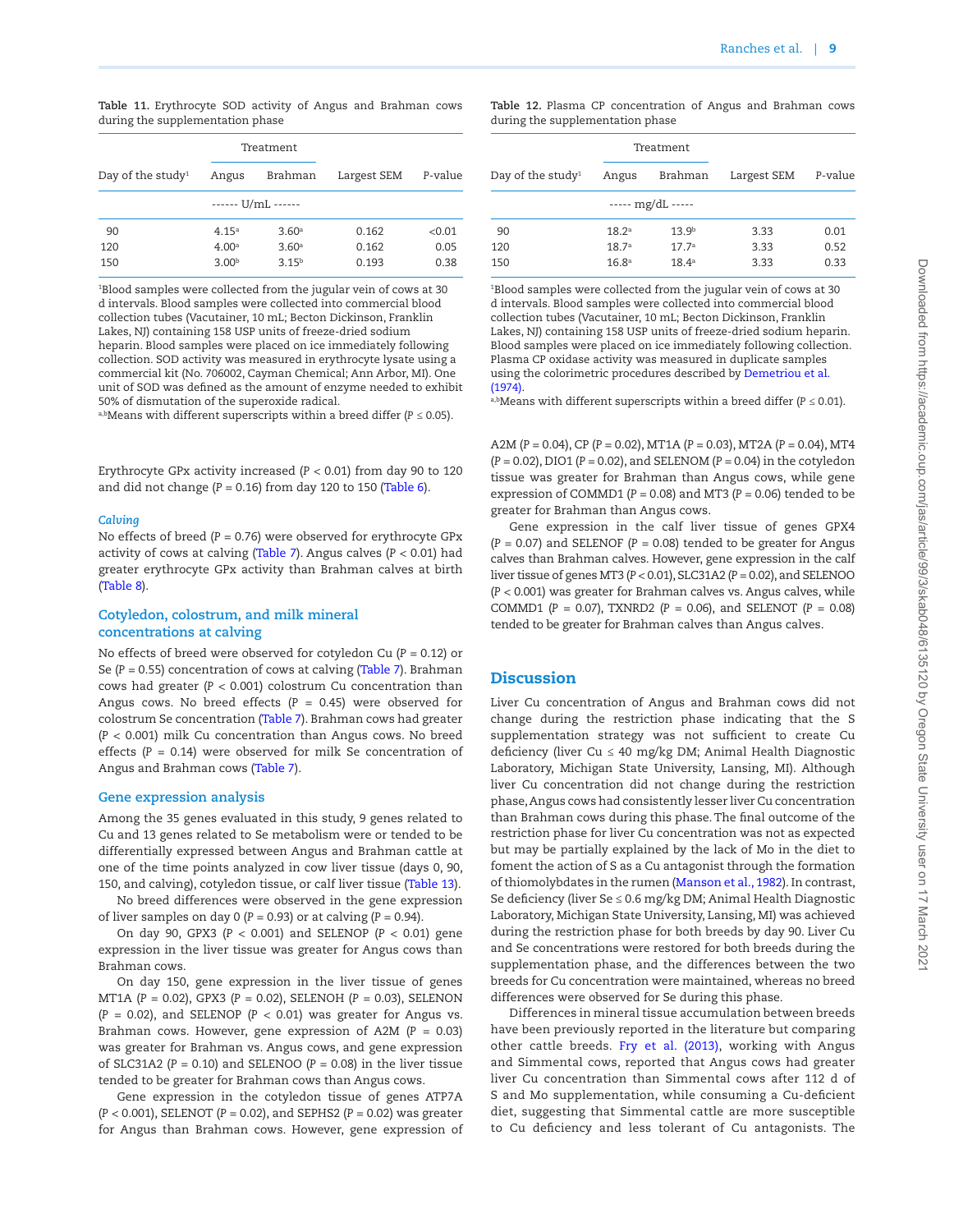**Table 11.** Erythrocyte SOD activity of Angus and Brahman cows during the supplementation phase

| Day of the study[1] | Treatment | | Largest SEM | P-value |
|---|---|---|---|---|
| | Angus | Brahman | | |
| | ------ U/mL ------ | | | |
| 90 | 4.15[a] | 3.60[a] | 0.162 | <0.01 |
| 120 | 4.00[a] | 3.60[a] | 0.162 | 0.05 |
| 150 | 3.00[b] | 3.15[b] | 0.193 | 0.38 |

[1]Blood samples were collected from the jugular vein of cows at 30 d intervals. Blood samples were collected into commercial blood collection tubes (Vacutainer, 10 mL; Becton Dickinson, Franklin Lakes, NJ) containing 158 USP units of freeze-dried sodium heparin. Blood samples were placed on ice immediately following collection. SOD activity was measured in erythrocyte lysate using a commercial kit (No. 706002, Cayman Chemical; Ann Arbor, MI). One unit of SOD was defined as the amount of enzyme needed to exhibit 50% of dismutation of the superoxide radical.
[a,b]Means with different superscripts within a breed differ ($P \leq 0.05$).

**Table 12.** Plasma CP concentration of Angus and Brahman cows during the supplementation phase

| Day of the study[1] | Treatment | | Largest SEM | P-value |
|---|---|---|---|---|
| | Angus | Brahman | | |
| | ----- mg/dL ----- | | | |
| 90 | 18.2[a] | 13.9[b] | 3.33 | 0.01 |
| 120 | 18.7[a] | 17.7[a] | 3.33 | 0.52 |
| 150 | 16.8[a] | 18.4[a] | 3.33 | 0.33 |

[1]Blood samples were collected from the jugular vein of cows at 30 d intervals. Blood samples were collected into commercial blood collection tubes (Vacutainer, 10 mL; Becton Dickinson, Franklin Lakes, NJ) containing 158 USP units of freeze-dried sodium heparin. Blood samples were placed on ice immediately following collection. Plasma CP oxidase activity was measured in duplicate samples using the colorimetric procedures described by Demetriou et al. (1974).
[a,b]Means with different superscripts within a breed differ ($P \leq 0.01$).

Erythrocyte GPx activity increased ($P < 0.01$) from day 90 to 120 and did not change ($P = 0.16$) from day 120 to 150 (Table 6).

### *Calving*

No effects of breed ($P = 0.76$) were observed for erythrocyte GPx activity of cows at calving (Table 7). Angus calves ($P < 0.01$) had greater erythrocyte GPx activity than Brahman calves at birth (Table 8).

### Cotyledon, colostrum, and milk mineral concentrations at calving

No effects of breed were observed for cotyledon Cu ($P = 0.12$) or Se ($P = 0.55$) concentration of cows at calving (Table 7). Brahman cows had greater ($P < 0.001$) colostrum Cu concentration than Angus cows. No breed effects ($P = 0.45$) were observed for colostrum Se concentration (Table 7). Brahman cows had greater ($P < 0.001$) milk Cu concentration than Angus cows. No breed effects ($P = 0.14$) were observed for milk Se concentration of Angus and Brahman cows (Table 7).

### Gene expression analysis

Among the 35 genes evaluated in this study, 9 genes related to Cu and 13 genes related to Se metabolism were or tended to be differentially expressed between Angus and Brahman cattle at one of the time points analyzed in cow liver tissue (days 0, 90, 150, and calving), cotyledon tissue, or calf liver tissue (Table 13).

No breed differences were observed in the gene expression of liver samples on day 0 ($P = 0.93$) or at calving ($P = 0.94$).

On day 90, GPX3 ($P < 0.001$) and SELENOP ($P < 0.01$) gene expression in the liver tissue was greater for Angus cows than Brahman cows.

On day 150, gene expression in the liver tissue of genes MT1A ($P = 0.02$), GPX3 ($P = 0.02$), SELENOH ($P = 0.03$), SELENON ($P = 0.02$), and SELENOP ($P < 0.01$) was greater for Angus vs. Brahman cows. However, gene expression of A2M ($P = 0.03$) was greater for Brahman vs. Angus cows, and gene expression of SLC31A2 ($P = 0.10$) and SELENOO ($P = 0.08$) in the liver tissue tended to be greater for Brahman cows than Angus cows.

Gene expression in the cotyledon tissue of genes ATP7A ($P < 0.001$), SELENOT ($P = 0.02$), and SEPHS2 ($P = 0.02$) was greater for Angus than Brahman cows. However, gene expression of A2M ($P = 0.04$), CP ($P = 0.02$), MT1A ($P = 0.03$), MT2A ($P = 0.04$), MT4 ($P = 0.02$), DIO1 ($P = 0.02$), and SELENOM ($P = 0.04$) in the cotyledon tissue was greater for Brahman than Angus cows, while gene expression of COMMD1 ($P = 0.08$) and MT3 ($P = 0.06$) tended to be greater for Brahman than Angus cows.

Gene expression in the calf liver tissue of genes GPX4 ($P = 0.07$) and SELENOF ($P = 0.08$) tended to be greater for Angus calves than Brahman calves. However, gene expression in the calf liver tissue of genes MT3 ($P < 0.01$), SLC31A2 ($P = 0.02$), and SELENOO ($P < 0.001$) was greater for Brahman calves vs. Angus calves, while COMMD1 ($P = 0.07$), TXNRD2 ($P = 0.06$), and SELENOT ($P = 0.08$) tended to be greater for Brahman calves than Angus calves.

## Discussion

Liver Cu concentration of Angus and Brahman cows did not change during the restriction phase indicating that the S supplementation strategy was not sufficient to create Cu deficiency (liver Cu ≤ 40 mg/kg DM; Animal Health Diagnostic Laboratory, Michigan State University, Lansing, MI). Although liver Cu concentration did not change during the restriction phase, Angus cows had consistently lesser liver Cu concentration than Brahman cows during this phase. The final outcome of the restriction phase for liver Cu concentration was not as expected but may be partially explained by the lack of Mo in the diet to foment the action of S as a Cu antagonist through the formation of thiomolybdates in the rumen (Manson et al., 1982). In contrast, Se deficiency (liver Se ≤ 0.6 mg/kg DM; Animal Health Diagnostic Laboratory, Michigan State University, Lansing, MI) was achieved during the restriction phase for both breeds by day 90. Liver Cu and Se concentrations were restored for both breeds during the supplementation phase, and the differences between the two breeds for Cu concentration were maintained, whereas no breed differences were observed for Se during this phase.

Differences in mineral tissue accumulation between breeds have been previously reported in the literature but comparing other cattle breeds. Fry et al. (2013), working with Angus and Simmental cows, reported that Angus cows had greater liver Cu concentration than Simmental cows after 112 d of S and Mo supplementation, while consuming a Cu-deficient diet, suggesting that Simmental cattle are more susceptible to Cu deficiency and less tolerant of Cu antagonists. The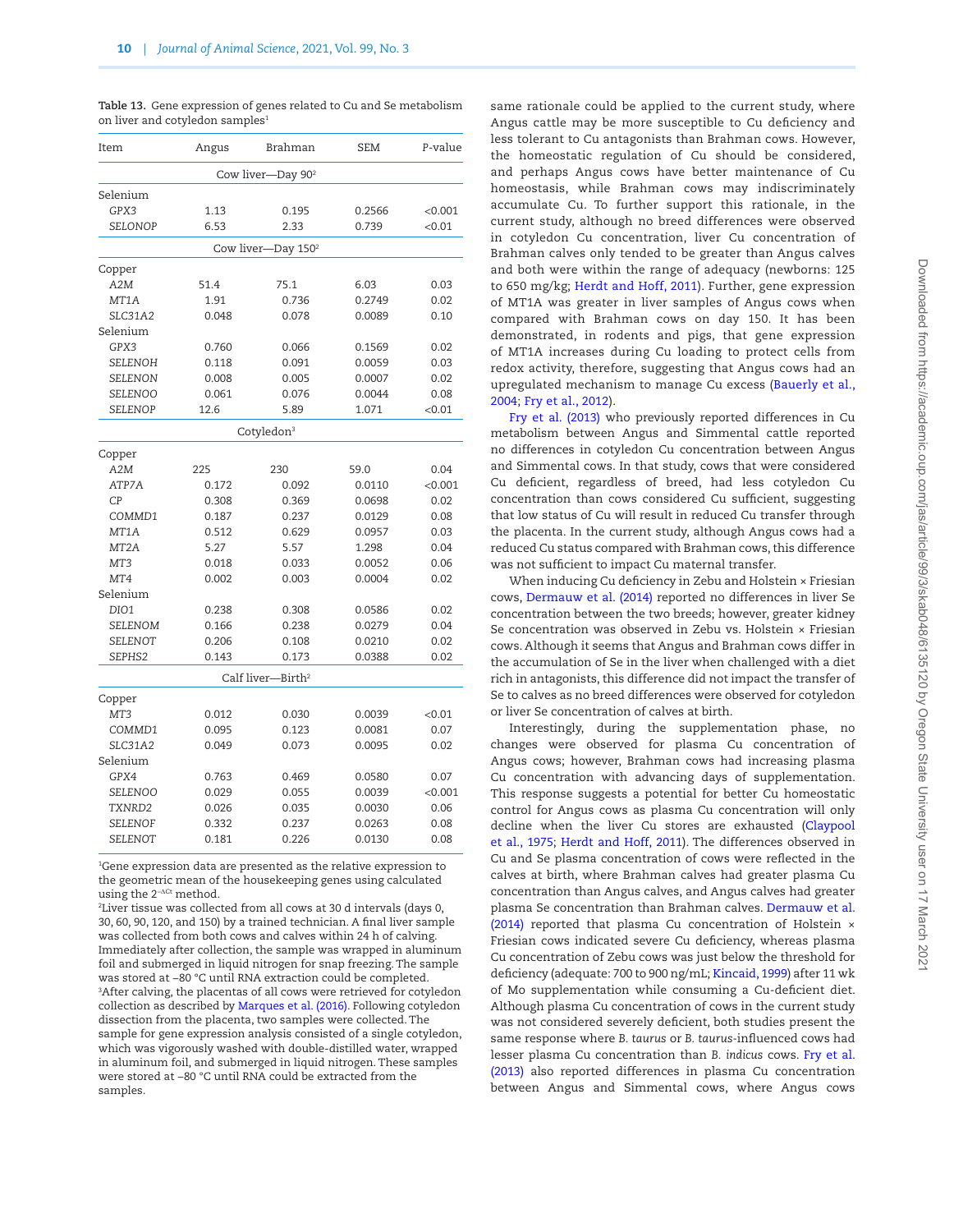**Table 13.** Gene expression of genes related to Cu and Se metabolism on liver and cotyledon samples[1]

| Item | Angus | Brahman | SEM | *P*-value |
|---|---|---|---|---|
| Cow liver—Day 90[2] | | | | |
| Selenium | | | | |
| *GPX3* | 1.13 | 0.195 | 0.2566 | <0.001 |
| *SELONOP* | 6.53 | 2.33 | 0.739 | <0.01 |
| Cow liver—Day 150[2] | | | | |
| Copper | | | | |
| *A2M* | 51.4 | 75.1 | 6.03 | 0.03 |
| *MT1A* | 1.91 | 0.736 | 0.2749 | 0.02 |
| *SLC31A2* | 0.048 | 0.078 | 0.0089 | 0.10 |
| Selenium | | | | |
| *GPX3* | 0.760 | 0.066 | 0.1569 | 0.02 |
| *SELENOH* | 0.118 | 0.091 | 0.0059 | 0.03 |
| *SELENON* | 0.008 | 0.005 | 0.0007 | 0.02 |
| *SELENOO* | 0.061 | 0.076 | 0.0044 | 0.08 |
| *SELENOP* | 12.6 | 5.89 | 1.071 | <0.01 |
| Cotyledon[3] | | | | |
| Copper | | | | |
| *A2M* | 225 | 230 | 59.0 | 0.04 |
| *ATP7A* | 0.172 | 0.092 | 0.0110 | <0.001 |
| *CP* | 0.308 | 0.369 | 0.0698 | 0.02 |
| *COMMD1* | 0.187 | 0.237 | 0.0129 | 0.08 |
| *MT1A* | 0.512 | 0.629 | 0.0957 | 0.03 |
| *MT2A* | 5.27 | 5.57 | 1.298 | 0.04 |
| *MT3* | 0.018 | 0.033 | 0.0052 | 0.06 |
| *MT4* | 0.002 | 0.003 | 0.0004 | 0.02 |
| Selenium | | | | |
| *DIO1* | 0.238 | 0.308 | 0.0586 | 0.02 |
| *SELENOM* | 0.166 | 0.238 | 0.0279 | 0.04 |
| *SELENOT* | 0.206 | 0.108 | 0.0210 | 0.02 |
| *SEPHS2* | 0.143 | 0.173 | 0.0388 | 0.02 |
| Calf liver—Birth[2] | | | | |
| Copper | | | | |
| *MT3* | 0.012 | 0.030 | 0.0039 | <0.01 |
| *COMMD1* | 0.095 | 0.123 | 0.0081 | 0.07 |
| *SLC31A2* | 0.049 | 0.073 | 0.0095 | 0.02 |
| Selenium | | | | |
| *GPX4* | 0.763 | 0.469 | 0.0580 | 0.07 |
| *SELENOO* | 0.029 | 0.055 | 0.0039 | <0.001 |
| *TXNRD2* | 0.026 | 0.035 | 0.0030 | 0.06 |
| *SELENOF* | 0.332 | 0.237 | 0.0263 | 0.08 |
| *SELENOT* | 0.181 | 0.226 | 0.0130 | 0.08 |

[1]Gene expression data are presented as the relative expression to the geometric mean of the housekeeping genes using calculated using the $2^{-\Delta Ct}$ method.
[2]Liver tissue was collected from all cows at 30 d intervals (days 0, 30, 60, 90, 120, and 150) by a trained technician. A final liver sample was collected from both cows and calves within 24 h of calving. Immediately after collection, the sample was wrapped in aluminum foil and submerged in liquid nitrogen for snap freezing. The sample was stored at −80 °C until RNA extraction could be completed.
[3]After calving, the placentas of all cows were retrieved for cotyledon collection as described by Marques et al. (2016). Following cotyledon dissection from the placenta, two samples were collected. The sample for gene expression analysis consisted of a single cotyledon, which was vigorously washed with double-distilled water, wrapped in aluminum foil, and submerged in liquid nitrogen. These samples were stored at −80 °C until RNA could be extracted from the samples.

same rationale could be applied to the current study, where Angus cattle may be more susceptible to Cu deficiency and less tolerant to Cu antagonists than Brahman cows. However, the homeostatic regulation of Cu should be considered, and perhaps Angus cows have better maintenance of Cu homeostasis, while Brahman cows may indiscriminately accumulate Cu. To further support this rationale, in the current study, although no breed differences were observed in cotyledon Cu concentration, liver Cu concentration of Brahman calves only tended to be greater than Angus calves and both were within the range of adequacy (newborns: 125 to 650 mg/kg; Herdt and Hoff, 2011). Further, gene expression of MT1A was greater in liver samples of Angus cows when compared with Brahman cows on day 150. It has been demonstrated, in rodents and pigs, that gene expression of MT1A increases during Cu loading to protect cells from redox activity, therefore, suggesting that Angus cows had an upregulated mechanism to manage Cu excess (Bauerly et al., 2004; Fry et al., 2012).

Fry et al. (2013) who previously reported differences in Cu metabolism between Angus and Simmental cattle reported no differences in cotyledon Cu concentration between Angus and Simmental cows. In that study, cows that were considered Cu deficient, regardless of breed, had less cotyledon Cu concentration than cows considered Cu sufficient, suggesting that low status of Cu will result in reduced Cu transfer through the placenta. In the current study, although Angus cows had a reduced Cu status compared with Brahman cows, this difference was not sufficient to impact Cu maternal transfer.

When inducing Cu deficiency in Zebu and Holstein × Friesian cows, Dermauw et al. (2014) reported no differences in liver Se concentration between the two breeds; however, greater kidney Se concentration was observed in Zebu vs. Holstein × Friesian cows. Although it seems that Angus and Brahman cows differ in the accumulation of Se in the liver when challenged with a diet rich in antagonists, this difference did not impact the transfer of Se to calves as no breed differences were observed for cotyledon or liver Se concentration of calves at birth.

Interestingly, during the supplementation phase, no changes were observed for plasma Cu concentration of Angus cows; however, Brahman cows had increasing plasma Cu concentration with advancing days of supplementation. This response suggests a potential for better Cu homeostatic control for Angus cows as plasma Cu concentration will only decline when the liver Cu stores are exhausted (Claypool et al., 1975; Herdt and Hoff, 2011). The differences observed in Cu and Se plasma concentration of cows were reflected in the calves at birth, where Brahman calves had greater plasma Cu concentration than Angus calves, and Angus calves had greater plasma Se concentration than Brahman calves. Dermauw et al. (2014) reported that plasma Cu concentration of Holstein × Friesian cows indicated severe Cu deficiency, whereas plasma Cu concentration of Zebu cows was just below the threshold for deficiency (adequate: 700 to 900 ng/mL; Kincaid, 1999) after 11 wk of Mo supplementation while consuming a Cu-deficient diet. Although plasma Cu concentration of cows in the current study was not considered severely deficient, both studies present the same response where *B. taurus* or *B. taurus*-influenced cows had lesser plasma Cu concentration than *B. indicus* cows. Fry et al. (2013) also reported differences in plasma Cu concentration between Angus and Simmental cows, where Angus cows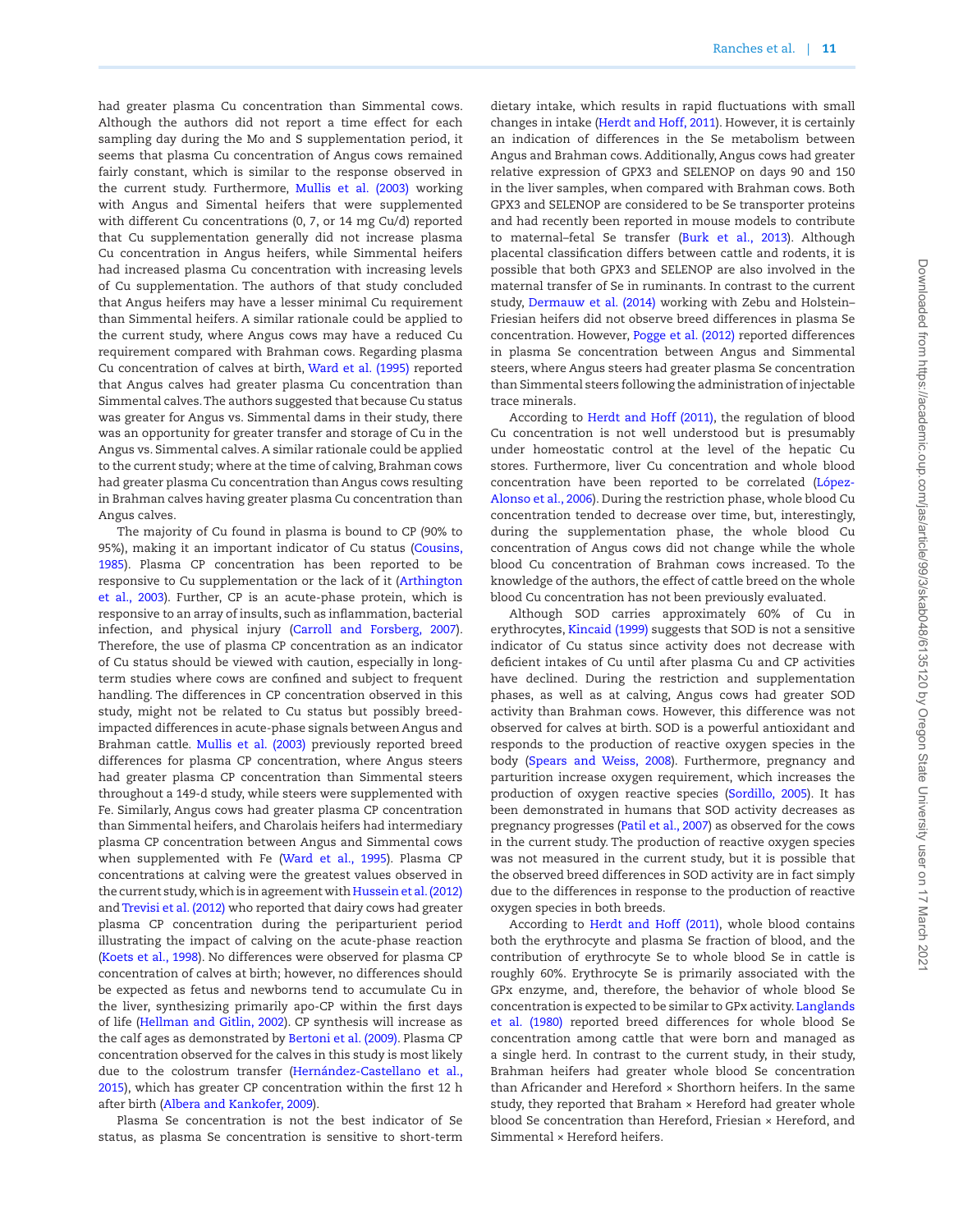had greater plasma Cu concentration than Simmental cows. Although the authors did not report a time effect for each sampling day during the Mo and S supplementation period, it seems that plasma Cu concentration of Angus cows remained fairly constant, which is similar to the response observed in the current study. Furthermore, Mullis et al. (2003) working with Angus and Simental heifers that were supplemented with different Cu concentrations (0, 7, or 14 mg Cu/d) reported that Cu supplementation generally did not increase plasma Cu concentration in Angus heifers, while Simmental heifers had increased plasma Cu concentration with increasing levels of Cu supplementation. The authors of that study concluded that Angus heifers may have a lesser minimal Cu requirement than Simmental heifers. A similar rationale could be applied to the current study, where Angus cows may have a reduced Cu requirement compared with Brahman cows. Regarding plasma Cu concentration of calves at birth, Ward et al. (1995) reported that Angus calves had greater plasma Cu concentration than Simmental calves. The authors suggested that because Cu status was greater for Angus vs. Simmental dams in their study, there was an opportunity for greater transfer and storage of Cu in the Angus vs. Simmental calves. A similar rationale could be applied to the current study; where at the time of calving, Brahman cows had greater plasma Cu concentration than Angus cows resulting in Brahman calves having greater plasma Cu concentration than Angus calves.

The majority of Cu found in plasma is bound to CP (90% to 95%), making it an important indicator of Cu status (Cousins, 1985). Plasma CP concentration has been reported to be responsive to Cu supplementation or the lack of it (Arthington et al., 2003). Further, CP is an acute-phase protein, which is responsive to an array of insults, such as inflammation, bacterial infection, and physical injury (Carroll and Forsberg, 2007). Therefore, the use of plasma CP concentration as an indicator of Cu status should be viewed with caution, especially in long-term studies where cows are confined and subject to frequent handling. The differences in CP concentration observed in this study, might not be related to Cu status but possibly breed-impacted differences in acute-phase signals between Angus and Brahman cattle. Mullis et al. (2003) previously reported breed differences for plasma CP concentration, where Angus steers had greater plasma CP concentration than Simmental steers throughout a 149-d study, while steers were supplemented with Fe. Similarly, Angus cows had greater plasma CP concentration than Simmental heifers, and Charolais heifers had intermediary plasma CP concentration between Angus and Simmental cows when supplemented with Fe (Ward et al., 1995). Plasma CP concentrations at calving were the greatest values observed in the current study, which is in agreement with Hussein et al. (2012) and Trevisi et al. (2012) who reported that dairy cows had greater plasma CP concentration during the periparturient period illustrating the impact of calving on the acute-phase reaction (Koets et al., 1998). No differences were observed for plasma CP concentration of calves at birth; however, no differences should be expected as fetus and newborns tend to accumulate Cu in the liver, synthesizing primarily apo-CP within the first days of life (Hellman and Gitlin, 2002). CP synthesis will increase as the calf ages as demonstrated by Bertoni et al. (2009). Plasma CP concentration observed for the calves in this study is most likely due to the colostrum transfer (Hernández-Castellano et al., 2015), which has greater CP concentration within the first 12 h after birth (Albera and Kankofer, 2009).

Plasma Se concentration is not the best indicator of Se status, as plasma Se concentration is sensitive to short-term dietary intake, which results in rapid fluctuations with small changes in intake (Herdt and Hoff, 2011). However, it is certainly an indication of differences in the Se metabolism between Angus and Brahman cows. Additionally, Angus cows had greater relative expression of GPX3 and SELENOP on days 90 and 150 in the liver samples, when compared with Brahman cows. Both GPX3 and SELENOP are considered to be Se transporter proteins and had recently been reported in mouse models to contribute to maternal–fetal Se transfer (Burk et al., 2013). Although placental classification differs between cattle and rodents, it is possible that both GPX3 and SELENOP are also involved in the maternal transfer of Se in ruminants. In contrast to the current study, Dermauw et al. (2014) working with Zebu and Holstein–Friesian heifers did not observe breed differences in plasma Se concentration. However, Pogge et al. (2012) reported differences in plasma Se concentration between Angus and Simmental steers, where Angus steers had greater plasma Se concentration than Simmental steers following the administration of injectable trace minerals.

According to Herdt and Hoff (2011), the regulation of blood Cu concentration is not well understood but is presumably under homeostatic control at the level of the hepatic Cu stores. Furthermore, liver Cu concentration and whole blood concentration have been reported to be correlated (López-Alonso et al., 2006). During the restriction phase, whole blood Cu concentration tended to decrease over time, but, interestingly, during the supplementation phase, the whole blood Cu concentration of Angus cows did not change while the whole blood Cu concentration of Brahman cows increased. To the knowledge of the authors, the effect of cattle breed on the whole blood Cu concentration has not been previously evaluated.

Although SOD carries approximately 60% of Cu in erythrocytes, Kincaid (1999) suggests that SOD is not a sensitive indicator of Cu status since activity does not decrease with deficient intakes of Cu until after plasma Cu and CP activities have declined. During the restriction and supplementation phases, as well as at calving, Angus cows had greater SOD activity than Brahman cows. However, this difference was not observed for calves at birth. SOD is a powerful antioxidant and responds to the production of reactive oxygen species in the body (Spears and Weiss, 2008). Furthermore, pregnancy and parturition increase oxygen requirement, which increases the production of oxygen reactive species (Sordillo, 2005). It has been demonstrated in humans that SOD activity decreases as pregnancy progresses (Patil et al., 2007) as observed for the cows in the current study. The production of reactive oxygen species was not measured in the current study, but it is possible that the observed breed differences in SOD activity are in fact simply due to the differences in response to the production of reactive oxygen species in both breeds.

According to Herdt and Hoff (2011), whole blood contains both the erythrocyte and plasma Se fraction of blood, and the contribution of erythrocyte Se to whole blood Se in cattle is roughly 60%. Erythrocyte Se is primarily associated with the GPx enzyme, and, therefore, the behavior of whole blood Se concentration is expected to be similar to GPx activity. Langlands et al. (1980) reported breed differences for whole blood Se concentration among cattle that were born and managed as a single herd. In contrast to the current study, in their study, Brahman heifers had greater whole blood Se concentration than Africander and Hereford × Shorthorn heifers. In the same study, they reported that Braham × Hereford had greater whole blood Se concentration than Hereford, Friesian × Hereford, and Simmental × Hereford heifers.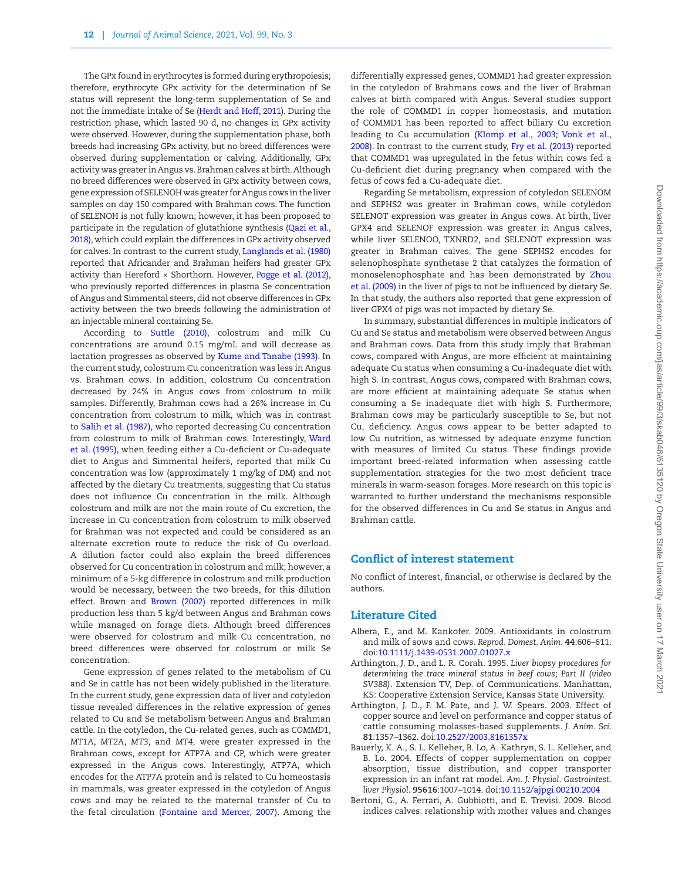The GPx found in erythrocytes is formed during erythropoiesis; therefore, erythrocyte GPx activity for the determination of Se status will represent the long-term supplementation of Se and not the immediate intake of Se (Herdt and Hoff, 2011). During the restriction phase, which lasted 90 d, no changes in GPx activity were observed. However, during the supplementation phase, both breeds had increasing GPx activity, but no breed differences were observed during supplementation or calving. Additionally, GPx activity was greater in Angus vs. Brahman calves at birth. Although no breed differences were observed in GPx activity between cows, gene expression of SELENOH was greater for Angus cows in the liver samples on day 150 compared with Brahman cows. The function of SELENOH is not fully known; however, it has been proposed to participate in the regulation of glutathione synthesis (Qazi et al., 2018), which could explain the differences in GPx activity observed for calves. In contrast to the current study, Langlands et al. (1980) reported that Africander and Brahman heifers had greater GPx activity than Hereford × Shorthorn. However, Pogge et al. (2012), who previously reported differences in plasma Se concentration of Angus and Simmental steers, did not observe differences in GPx activity between the two breeds following the administration of an injectable mineral containing Se.

According to Suttle (2010), colostrum and milk Cu concentrations are around 0.15 mg/mL and will decrease as lactation progresses as observed by Kume and Tanabe (1993). In the current study, colostrum Cu concentration was less in Angus vs. Brahman cows. In addition, colostrum Cu concentration decreased by 24% in Angus cows from colostrum to milk samples. Differently, Brahman cows had a 26% increase in Cu concentration from colostrum to milk, which was in contrast to Salih et al. (1987), who reported decreasing Cu concentration from colostrum to milk of Brahman cows. Interestingly, Ward et al. (1995), when feeding either a Cu-deficient or Cu-adequate diet to Angus and Simmental heifers, reported that milk Cu concentration was low (approximately 1 mg/kg of DM) and not affected by the dietary Cu treatments, suggesting that Cu status does not influence Cu concentration in the milk. Although colostrum and milk are not the main route of Cu excretion, the increase in Cu concentration from colostrum to milk observed for Brahman was not expected and could be considered as an alternate excretion route to reduce the risk of Cu overload. A dilution factor could also explain the breed differences observed for Cu concentration in colostrum and milk; however, a minimum of a 5-kg difference in colostrum and milk production would be necessary, between the two breeds, for this dilution effect. Brown and Brown (2002) reported differences in milk production less than 5 kg/d between Angus and Brahman cows while managed on forage diets. Although breed differences were observed for colostrum and milk Cu concentration, no breed differences were observed for colostrum or milk Se concentration.

Gene expression of genes related to the metabolism of Cu and Se in cattle has not been widely published in the literature. In the current study, gene expression data of liver and cotyledon tissue revealed differences in the relative expression of genes related to Cu and Se metabolism between Angus and Brahman cattle. In the cotyledon, the Cu-related genes, such as *COMMD1*, *MT1A*, *MT2A*, *MT3*, and *MT4*, were greater expressed in the Brahman cows, except for ATP7A and CP, which were greater expressed in the Angus cows. Interestingly, ATP7A, which encodes for the ATP7A protein and is related to Cu homeostasis in mammals, was greater expressed in the cotyledon of Angus cows and may be related to the maternal transfer of Cu to the fetal circulation (Fontaine and Mercer, 2007). Among the differentially expressed genes, COMMD1 had greater expression in the cotyledon of Brahmans cows and the liver of Brahman calves at birth compared with Angus. Several studies support the role of COMMD1 in copper homeostasis, and mutation of COMMD1 has been reported to affect biliary Cu excretion leading to Cu accumulation (Klomp et al., 2003; Vonk et al., 2008). In contrast to the current study, Fry et al. (2013) reported that COMMD1 was upregulated in the fetus within cows fed a Cu-deficient diet during pregnancy when compared with the fetus of cows fed a Cu-adequate diet.

Regarding Se metabolism, expression of cotyledon SELENOM and SEPHS2 was greater in Brahman cows, while cotyledon SELENOT expression was greater in Angus cows. At birth, liver GPX4 and SELENOF expression was greater in Angus calves, while liver SELENOO, TXNRD2, and SELENOT expression was greater in Brahman calves. The gene SEPHS2 encodes for selenophosphate synthetase 2 that catalyzes the formation of monoselenophosphate and has been demonstrated by Zhou et al. (2009) in the liver of pigs to not be influenced by dietary Se. In that study, the authors also reported that gene expression of liver GPX4 of pigs was not impacted by dietary Se.

In summary, substantial differences in multiple indicators of Cu and Se status and metabolism were observed between Angus and Brahman cows. Data from this study imply that Brahman cows, compared with Angus, are more efficient at maintaining adequate Cu status when consuming a Cu-inadequate diet with high S. In contrast, Angus cows, compared with Brahman cows, are more efficient at maintaining adequate Se status when consuming a Se inadequate diet with high S. Furthermore, Brahman cows may be particularly susceptible to Se, but not Cu, deficiency. Angus cows appear to be better adapted to low Cu nutrition, as witnessed by adequate enzyme function with measures of limited Cu status. These findings provide important breed-related information when assessing cattle supplementation strategies for the two most deficient trace minerals in warm-season forages. More research on this topic is warranted to further understand the mechanisms responsible for the observed differences in Cu and Se status in Angus and Brahman cattle.

## Conflict of interest statement

No conflict of interest, financial, or otherwise is declared by the authors.

## Literature Cited

- Albera, E., and M. Kankofer. 2009. Antioxidants in colostrum and milk of sows and cows. *Reprod. Domest. Anim.* **44**:606–611. doi:10.1111/j.1439-0531.2007.01027.x
- Arthington, J. D., and L. R. Corah. 1995. *Liver biopsy procedures for determining the trace mineral status in beef cows; Part II (video SV388)*. Extension TV, Dep. of Communications. Manhattan, KS: Cooperative Extension Service, Kansas State University.
- Arthington, J. D., F. M. Pate, and J. W. Spears. 2003. Effect of copper source and level on performance and copper status of cattle consuming molasses-based supplements. *J. Anim. Sci.* **81**:1357–1362. doi:10.2527/2003.8161357x
- Bauerly, K. A., S. L. Kelleher, B. Lo, A. Kathryn, S. L. Kelleher, and B. Lo. 2004. Effects of copper supplementation on copper absorption, tissue distribution, and copper transporter expression in an infant rat model. *Am. J. Physiol. Gastrointest. liver Physiol.* **95616**:1007–1014. doi:10.1152/ajpgi.00210.2004
- Bertoni, G., A. Ferrari, A. Gubbiotti, and E. Trevisi. 2009. Blood indices calves: relationship with mother values and changes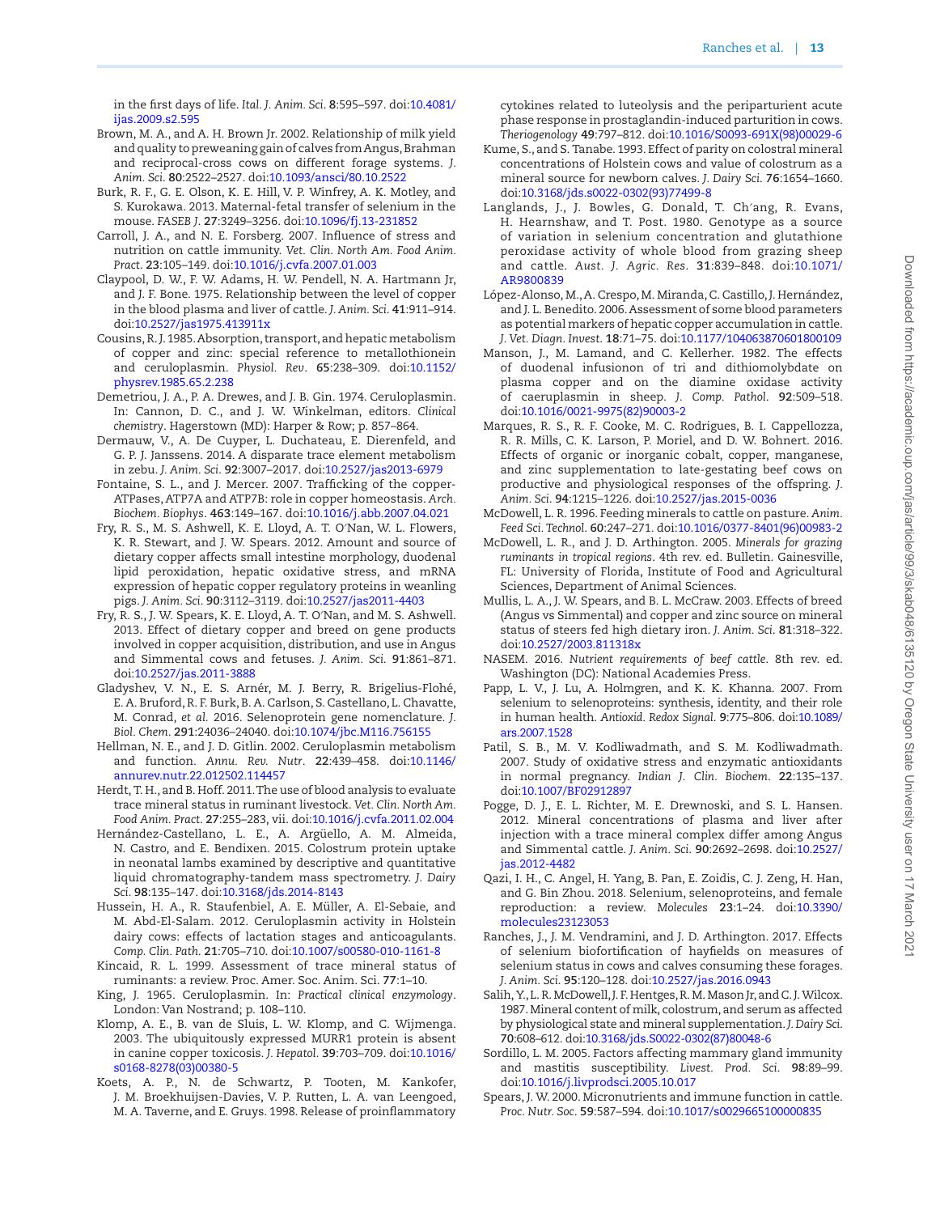in the first days of life. *Ital. J. Anim. Sci.* **8**:595–597. doi:10.4081/ijas.2009.s2.595

Brown, M. A., and A. H. Brown Jr. 2002. Relationship of milk yield and quality to preweaning gain of calves from Angus, Brahman and reciprocal-cross cows on different forage systems. *J. Anim. Sci.* **80**:2522–2527. doi:10.1093/ansci/80.10.2522

Burk, R. F., G. E. Olson, K. E. Hill, V. P. Winfrey, A. K. Motley, and S. Kurokawa. 2013. Maternal-fetal transfer of selenium in the mouse. *FASEB J.* **27**:3249–3256. doi:10.1096/fj.13-231852

Carroll, J. A., and N. E. Forsberg. 2007. Influence of stress and nutrition on cattle immunity. *Vet. Clin. North Am. Food Anim. Pract.* **23**:105–149. doi:10.1016/j.cvfa.2007.01.003

Claypool, D. W., F. W. Adams, H. W. Pendell, N. A. Hartmann Jr, and J. F. Bone. 1975. Relationship between the level of copper in the blood plasma and liver of cattle. *J. Anim. Sci.* **41**:911–914. doi:10.2527/jas1975.413911x

Cousins, R. J. 1985. Absorption, transport, and hepatic metabolism of copper and zinc: special reference to metallothionein and ceruloplasmin. *Physiol. Rev.* **65**:238–309. doi:10.1152/physrev.1985.65.2.238

Demetriou, J. A., P. A. Drewes, and J. B. Gin. 1974. Ceruloplasmin. In: Cannon, D. C., and J. W. Winkelman, editors. *Clinical chemistry*. Hagerstown (MD): Harper & Row; p. 857–864.

Dermauw, V., A. De Cuyper, L. Duchateau, E. Dierenfeld, and G. P. J. Janssens. 2014. A disparate trace element metabolism in zebu. *J. Anim. Sci.* **92**:3007–2017. doi:10.2527/jas2013-6979

Fontaine, S. L., and J. Mercer. 2007. Trafficking of the copper-ATPases, ATP7A and ATP7B: role in copper homeostasis. *Arch. Biochem. Biophys.* **463**:149–167. doi:10.1016/j.abb.2007.04.021

Fry, R. S., M. S. Ashwell, K. E. Lloyd, A. T. O′Nan, W. L. Flowers, K. R. Stewart, and J. W. Spears. 2012. Amount and source of dietary copper affects small intestine morphology, duodenal lipid peroxidation, hepatic oxidative stress, and mRNA expression of hepatic copper regulatory proteins in weanling pigs. *J. Anim. Sci.* **90**:3112–3119. doi:10.2527/jas2011-4403

Fry, R. S., J. W. Spears, K. E. Lloyd, A. T. O′Nan, and M. S. Ashwell. 2013. Effect of dietary copper and breed on gene products involved in copper acquisition, distribution, and use in Angus and Simmental cows and fetuses. *J. Anim. Sci.* **91**:861–871. doi:10.2527/jas.2011-3888

Gladyshev, V. N., E. S. Arnér, M. J. Berry, R. Brigelius-Flohé, E. A. Bruford, R. F. Burk, B. A. Carlson, S. Castellano, L. Chavatte, M. Conrad, *et al.* 2016. Selenoprotein gene nomenclature. *J. Biol. Chem.* **291**:24036–24040. doi:10.1074/jbc.M116.756155

Hellman, N. E., and J. D. Gitlin. 2002. Ceruloplasmin metabolism and function. *Annu. Rev. Nutr.* **22**:439–458. doi:10.1146/annurev.nutr.22.012502.114457

Herdt, T. H., and B. Hoff. 2011. The use of blood analysis to evaluate trace mineral status in ruminant livestock. *Vet. Clin. North Am. Food Anim. Pract.* **27**:255–283, vii. doi:10.1016/j.cvfa.2011.02.004

Hernández-Castellano, L. E., A. Argüello, A. M. Almeida, N. Castro, and E. Bendixen. 2015. Colostrum protein uptake in neonatal lambs examined by descriptive and quantitative liquid chromatography-tandem mass spectrometry. *J. Dairy Sci.* **98**:135–147. doi:10.3168/jds.2014-8143

Hussein, H. A., R. Staufenbiel, A. E. Müller, A. El-Sebaie, and M. Abd-El-Salam. 2012. Ceruloplasmin activity in Holstein dairy cows: effects of lactation stages and anticoagulants. *Comp. Clin. Path.* **21**:705–710. doi:10.1007/s00580-010-1161-8

Kincaid, R. L. 1999. Assessment of trace mineral status of ruminants: a review. Proc. Amer. Soc. Anim. Sci. **77**:1–10.

King, J. 1965. Ceruloplasmin. In: *Practical clinical enzymology*. London: Van Nostrand; p. 108–110.

Klomp, A. E., B. van de Sluis, L. W. Klomp, and C. Wijmenga. 2003. The ubiquitously expressed MURR1 protein is absent in canine copper toxicosis. *J. Hepatol.* **39**:703–709. doi:10.1016/s0168-8278(03)00380-5

Koets, A. P., N. de Schwartz, P. Tooten, M. Kankofer, J. M. Broekhuijsen-Davies, V. P. Rutten, L. A. van Leengoed, M. A. Taverne, and E. Gruys. 1998. Release of proinflammatory cytokines related to luteolysis and the periparturient acute phase response in prostaglandin-induced parturition in cows. *Theriogenology* **49**:797–812. doi:10.1016/S0093-691X(98)00029-6

Kume, S., and S. Tanabe. 1993. Effect of parity on colostral mineral concentrations of Holstein cows and value of colostrum as a mineral source for newborn calves. *J. Dairy Sci.* **76**:1654–1660. doi:10.3168/jds.s0022-0302(93)77499-8

Langlands, J., J. Bowles, G. Donald, T. Ch′ang, R. Evans, H. Hearnshaw, and T. Post. 1980. Genotype as a source of variation in selenium concentration and glutathione peroxidase activity of whole blood from grazing sheep and cattle. *Aust. J. Agric. Res.* **31**:839–848. doi:10.1071/AR9800839

López-Alonso, M., A. Crespo, M. Miranda, C. Castillo, J. Hernández, and J. L. Benedito. 2006. Assessment of some blood parameters as potential markers of hepatic copper accumulation in cattle. *J. Vet. Diagn. Invest.* **18**:71–75. doi:10.1177/104063870601800109

Manson, J., M. Lamand, and C. Kellerher. 1982. The effects of duodenal infusionof tri and dithiomolybdate on plasma copper and on the diamine oxidase activity of caeruplasmin in sheep. *J. Comp. Pathol.* **92**:509–518. doi:10.1016/0021-9975(82)90003-2

Marques, R. S., R. F. Cooke, M. C. Rodrigues, B. I. Cappellozza, R. R. Mills, C. K. Larson, P. Moriel, and D. W. Bohnert. 2016. Effects of organic or inorganic cobalt, copper, manganese, and zinc supplementation to late-gestating beef cows on productive and physiological responses of the offspring. *J. Anim. Sci.* **94**:1215–1226. doi:10.2527/jas.2015-0036

McDowell, L. R. 1996. Feeding minerals to cattle on pasture. *Anim. Feed Sci. Technol.* **60**:247–271. doi:10.1016/0377-8401(96)00983-2

McDowell, L. R., and J. D. Arthington. 2005. *Minerals for grazing ruminants in tropical regions*. 4th rev. ed. Bulletin. Gainesville, FL: University of Florida, Institute of Food and Agricultural Sciences, Department of Animal Sciences.

Mullis, L. A., J. W. Spears, and B. L. McCraw. 2003. Effects of breed (Angus vs Simmental) and copper and zinc source on mineral status of steers fed high dietary iron. *J. Anim. Sci.* **81**:318–322. doi:10.2527/2003.811318x

NASEM. 2016. *Nutrient requirements of beef cattle*. 8th rev. ed. Washington (DC): National Academies Press.

Papp, L. V., J. Lu, A. Holmgren, and K. K. Khanna. 2007. From selenium to selenoproteins: synthesis, identity, and their role in human health. *Antioxid. Redox Signal.* **9**:775–806. doi:10.1089/ars.2007.1528

Patil, S. B., M. V. Kodliwadmath, and S. M. Kodliwadmath. 2007. Study of oxidative stress and enzymatic antioxidants in normal pregnancy. *Indian J. Clin. Biochem.* **22**:135–137. doi:10.1007/BF02912897

Pogge, D. J., E. L. Richter, M. E. Drewnoski, and S. L. Hansen. 2012. Mineral concentrations of plasma and liver after injection with a trace mineral complex differ among Angus and Simmental cattle. *J. Anim. Sci.* **90**:2692–2698. doi:10.2527/jas.2012-4482

Qazi, I. H., C. Angel, H. Yang, B. Pan, E. Zoidis, C. J. Zeng, H. Han, and G. Bin Zhou. 2018. Selenium, selenoproteins, and female reproduction: a review. *Molecules* **23**:1–24. doi:10.3390/molecules23123053

Ranches, J., J. M. Vendramini, and J. D. Arthington. 2017. Effects of selenium biofortification of hayfields on measures of selenium status in cows and calves consuming these forages. *J. Anim. Sci.* **95**:120–128. doi:10.2527/jas.2016.0943

Salih, Y., L. R. McDowell, J. F. Hentges, R. M. Mason Jr, and C. J. Wilcox. 1987. Mineral content of milk, colostrum, and serum as affected by physiological state and mineral supplementation. *J. Dairy Sci.* **70**:608–612. doi:10.3168/jds.S0022-0302(87)80048-6

Sordillo, L. M. 2005. Factors affecting mammary gland immunity and mastitis susceptibility. *Livest. Prod. Sci.* **98**:89–99. doi:10.1016/j.livprodsci.2005.10.017

Spears, J. W. 2000. Micronutrients and immune function in cattle. *Proc. Nutr. Soc.* **59**:587–594. doi:10.1017/s0029665100000835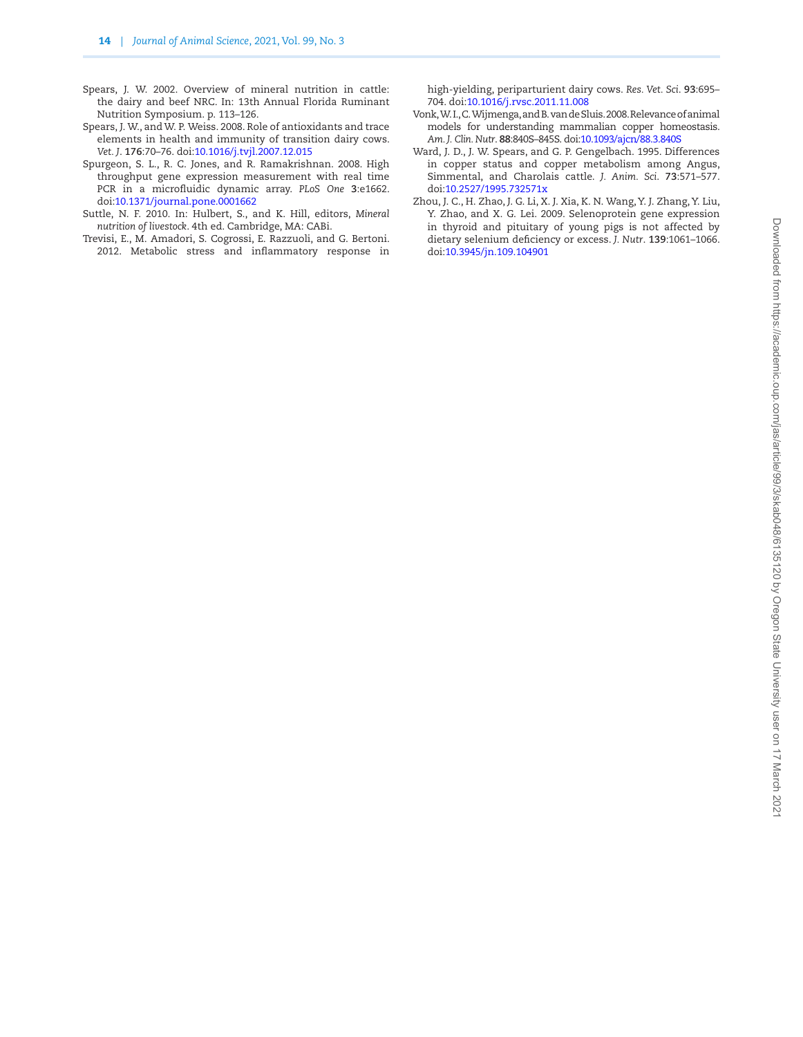Spears, J. W. 2002. Overview of mineral nutrition in cattle: the dairy and beef NRC. In: 13th Annual Florida Ruminant Nutrition Symposium. p. 113–126.

Spears, J. W., and W. P. Weiss. 2008. Role of antioxidants and trace elements in health and immunity of transition dairy cows. *Vet. J.* **176**:70–76. doi:10.1016/j.tvjl.2007.12.015

Spurgeon, S. L., R. C. Jones, and R. Ramakrishnan. 2008. High throughput gene expression measurement with real time PCR in a microfluidic dynamic array. *PLoS One* **3**:e1662. doi:10.1371/journal.pone.0001662

Suttle, N. F. 2010. In: Hulbert, S., and K. Hill, editors, *Mineral nutrition of livestock*. 4th ed. Cambridge, MA: CABi.

Trevisi, E., M. Amadori, S. Cogrossi, E. Razzuoli, and G. Bertoni. 2012. Metabolic stress and inflammatory response in high-yielding, periparturient dairy cows. *Res. Vet. Sci.* **93**:695–704. doi:10.1016/j.rvsc.2011.11.008

Vonk, W. I., C. Wijmenga, and B. van de Sluis. 2008. Relevance of animal models for understanding mammalian copper homeostasis. *Am. J. Clin. Nutr.* **88**:840S–845S. doi:10.1093/ajcn/88.3.840S

Ward, J. D., J. W. Spears, and G. P. Gengelbach. 1995. Differences in copper status and copper metabolism among Angus, Simmental, and Charolais cattle. *J. Anim. Sci.* **73**:571–577. doi:10.2527/1995.732571x

Zhou, J. C., H. Zhao, J. G. Li, X. J. Xia, K. N. Wang, Y. J. Zhang, Y. Liu, Y. Zhao, and X. G. Lei. 2009. Selenoprotein gene expression in thyroid and pituitary of young pigs is not affected by dietary selenium deficiency or excess. *J. Nutr.* **139**:1061–1066. doi:10.3945/jn.109.104901